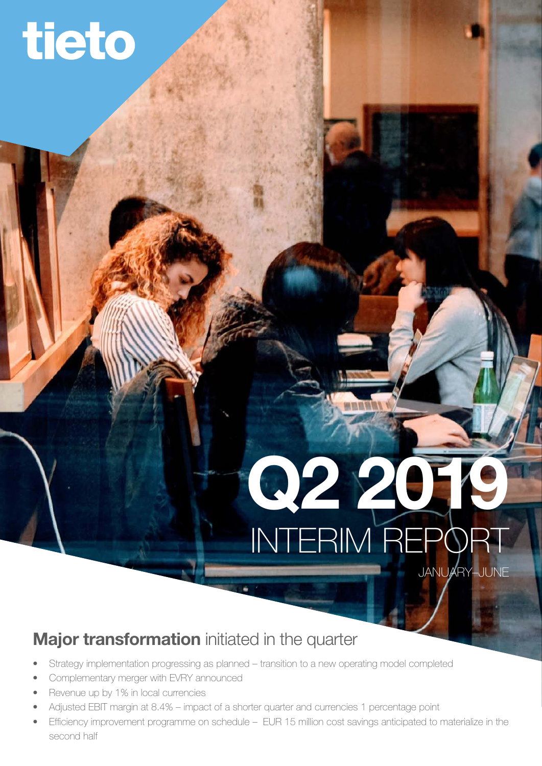tieto

# Q2 2019

# INTERIM REPORT

JANUARY–JUNE

## **Major transformation** initiated in the quarter

- Strategy implementation progressing as planned – transition to a new operating model completed
- Complementary merger with EVRY announced
- Revenue up by 1% in local currencies
- Adjusted EBIT margin at 8.4% – impact of a shorter quarter and currencies 1 percentage point
- Efficiency improvement programme on schedule – EUR 15 million cost savings anticipated to materialize in the second half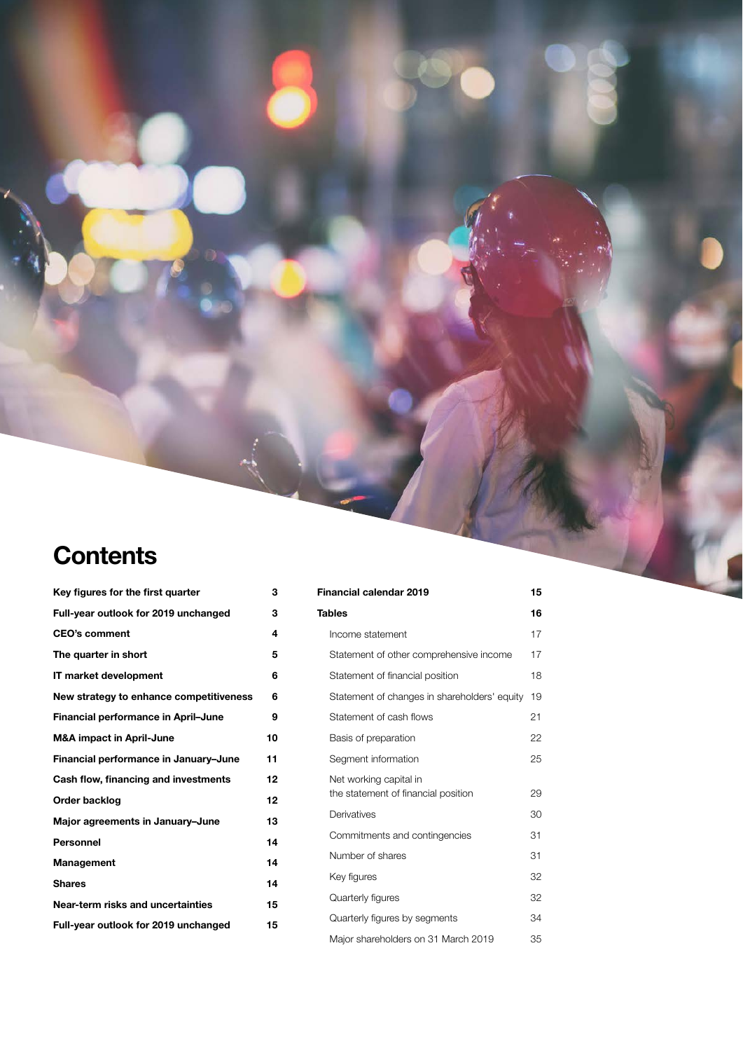# Contents

| | |
|---|---|
| **Key figures for the first quarter** | **3** |
| **Full-year outlook for 2019 unchanged** | **3** |
| **CEO's comment** | **4** |
| **The quarter in short** | **5** |
| **IT market development** | **6** |
| **New strategy to enhance competitiveness** | **6** |
| **Financial performance in April–June** | **9** |
| **M&A impact in April-June** | **10** |
| **Financial performance in January–June** | **11** |
| **Cash flow, financing and investments** | **12** |
| **Order backlog** | **12** |
| **Major agreements in January–June** | **13** |
| **Personnel** | **14** |
| **Management** | **14** |
| **Shares** | **14** |
| **Near-term risks and uncertainties** | **15** |
| **Full-year outlook for 2019 unchanged** | **15** |
| **Financial calendar 2019** | **15** |
| **Tables** | **16** |
| Income statement | 17 |
| Statement of other comprehensive income | 17 |
| Statement of financial position | 18 |
| Statement of changes in shareholders' equity | 19 |
| Statement of cash flows | 21 |
| Basis of preparation | 22 |
| Segment information | 25 |
| Net working capital in the statement of financial position | 29 |
| Derivatives | 30 |
| Commitments and contingencies | 31 |
| Number of shares | 31 |
| Key figures | 32 |
| Quarterly figures | 32 |
| Quarterly figures by segments | 34 |
| Major shareholders on 31 March 2019 | 35 |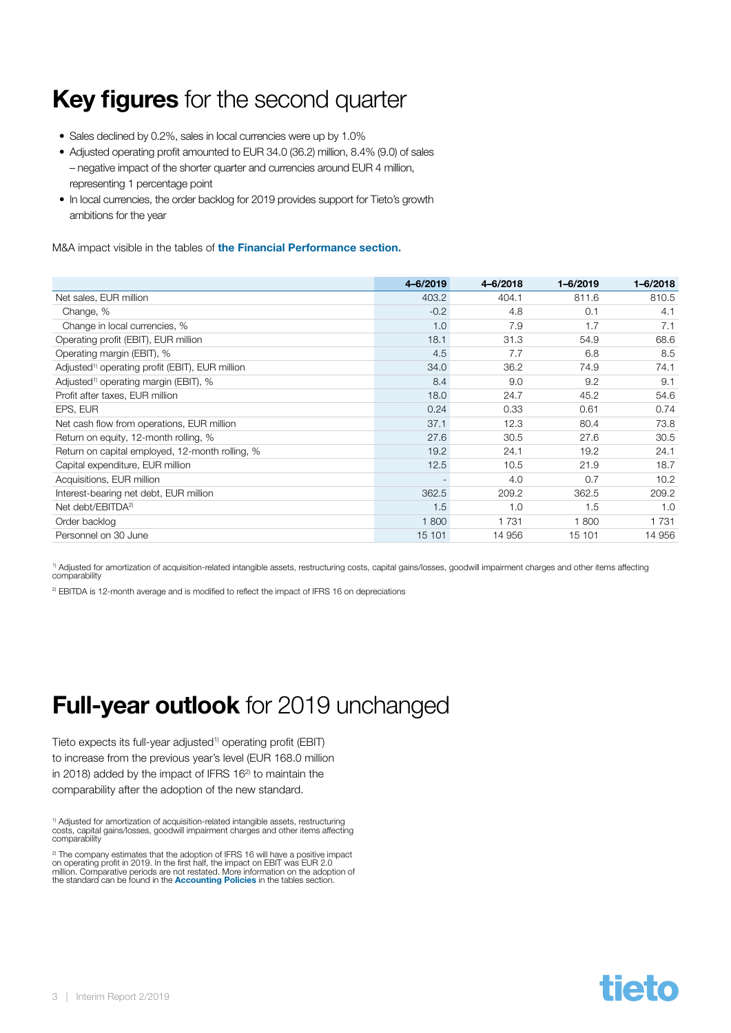# **Key figures** for the second quarter

- Sales declined by 0.2%, sales in local currencies were up by 1.0%
- Adjusted operating profit amounted to EUR 34.0 (36.2) million, 8.4% (9.0) of sales – negative impact of the shorter quarter and currencies around EUR 4 million, representing 1 percentage point
- In local currencies, the order backlog for 2019 provides support for Tieto's growth ambitions for the year

M&A impact visible in the tables of **the Financial Performance section.**

| | 4–6/2019 | 4–6/2018 | 1–6/2019 | 1–6/2018 |
|---|---|---|---|---|
| Net sales, EUR million | 403.2 | 404.1 | 811.6 | 810.5 |
| Change, % | -0.2 | 4.8 | 0.1 | 4.1 |
| Change in local currencies, % | 1.0 | 7.9 | 1.7 | 7.1 |
| Operating profit (EBIT), EUR million | 18.1 | 31.3 | 54.9 | 68.6 |
| Operating margin (EBIT), % | 4.5 | 7.7 | 6.8 | 8.5 |
| Adjusted[1)] operating profit (EBIT), EUR million | 34.0 | 36.2 | 74.9 | 74.1 |
| Adjusted[1)] operating margin (EBIT), % | 8.4 | 9.0 | 9.2 | 9.1 |
| Profit after taxes, EUR million | 18.0 | 24.7 | 45.2 | 54.6 |
| EPS, EUR | 0.24 | 0.33 | 0.61 | 0.74 |
| Net cash flow from operations, EUR million | 37.1 | 12.3 | 80.4 | 73.8 |
| Return on equity, 12-month rolling, % | 27.6 | 30.5 | 27.6 | 30.5 |
| Return on capital employed, 12-month rolling, % | 19.2 | 24.1 | 19.2 | 24.1 |
| Capital expenditure, EUR million | 12.5 | 10.5 | 21.9 | 18.7 |
| Acquisitions, EUR million | - | 4.0 | 0.7 | 10.2 |
| Interest-bearing net debt, EUR million | 362.5 | 209.2 | 362.5 | 209.2 |
| Net debt/EBITDA[2)] | 1.5 | 1.0 | 1.5 | 1.0 |
| Order backlog | 1 800 | 1 731 | 1 800 | 1 731 |
| Personnel on 30 June | 15 101 | 14 956 | 15 101 | 14 956 |

[1)] Adjusted for amortization of acquisition-related intangible assets, restructuring costs, capital gains/losses, goodwill impairment charges and other items affecting comparability

[2)] EBITDA is 12-month average and is modified to reflect the impact of IFRS 16 on depreciations

# **Full-year outlook** for 2019 unchanged

Tieto expects its full-year adjusted[1)] operating profit (EBIT) to increase from the previous year's level (EUR 168.0 million in 2018) added by the impact of IFRS 16[2)] to maintain the comparability after the adoption of the new standard.

[1)] Adjusted for amortization of acquisition-related intangible assets, restructuring costs, capital gains/losses, goodwill impairment charges and other items affecting comparability

[2)] The company estimates that the adoption of IFRS 16 will have a positive impact on operating profit in 2019. In the first half, the impact on EBIT was EUR 2.0 million. Comparative periods are not restated. More information on the adoption of the standard can be found in the **Accounting Policies** in the tables section.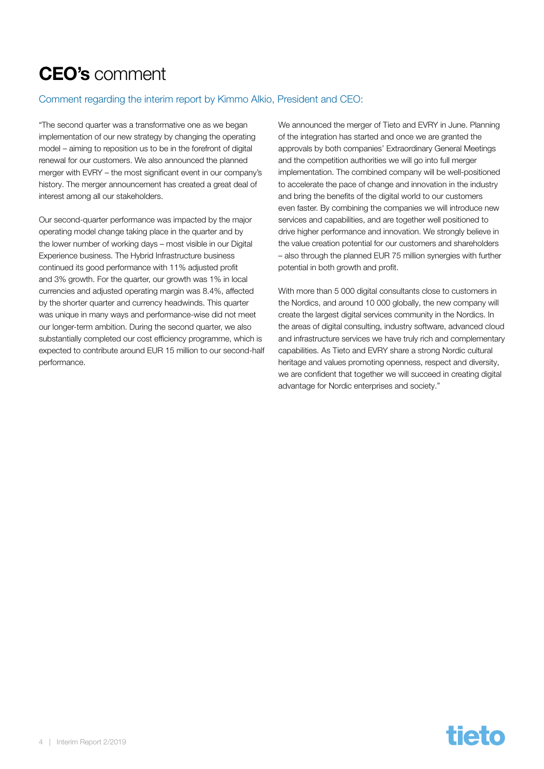# **CEO's** comment

Comment regarding the interim report by Kimmo Alkio, President and CEO:

"The second quarter was a transformative one as we began implementation of our new strategy by changing the operating model – aiming to reposition us to be in the forefront of digital renewal for our customers. We also announced the planned merger with EVRY – the most significant event in our company's history. The merger announcement has created a great deal of interest among all our stakeholders.

Our second-quarter performance was impacted by the major operating model change taking place in the quarter and by the lower number of working days – most visible in our Digital Experience business. The Hybrid Infrastructure business continued its good performance with 11% adjusted profit and 3% growth. For the quarter, our growth was 1% in local currencies and adjusted operating margin was 8.4%, affected by the shorter quarter and currency headwinds. This quarter was unique in many ways and performance-wise did not meet our longer-term ambition. During the second quarter, we also substantially completed our cost efficiency programme, which is expected to contribute around EUR 15 million to our second-half performance.

We announced the merger of Tieto and EVRY in June. Planning of the integration has started and once we are granted the approvals by both companies' Extraordinary General Meetings and the competition authorities we will go into full merger implementation. The combined company will be well-positioned to accelerate the pace of change and innovation in the industry and bring the benefits of the digital world to our customers even faster. By combining the companies we will introduce new services and capabilities, and are together well positioned to drive higher performance and innovation. We strongly believe in the value creation potential for our customers and shareholders – also through the planned EUR 75 million synergies with further potential in both growth and profit.

With more than 5 000 digital consultants close to customers in the Nordics, and around 10 000 globally, the new company will create the largest digital services community in the Nordics. In the areas of digital consulting, industry software, advanced cloud and infrastructure services we have truly rich and complementary capabilities. As Tieto and EVRY share a strong Nordic cultural heritage and values promoting openness, respect and diversity, we are confident that together we will succeed in creating digital advantage for Nordic enterprises and society."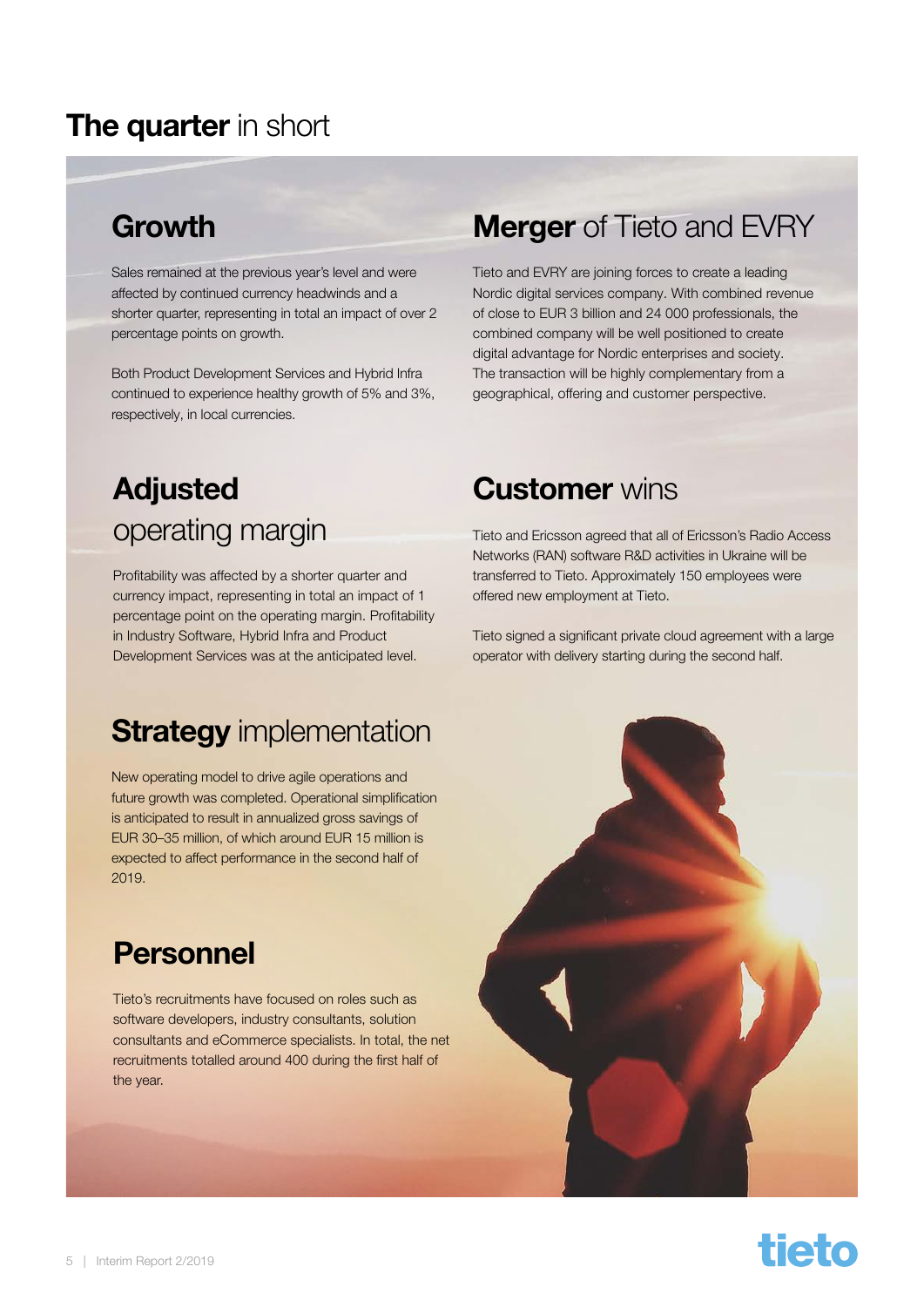# **The quarter** in short

## **Growth**

Sales remained at the previous year's level and were affected by continued currency headwinds and a shorter quarter, representing in total an impact of over 2 percentage points on growth.

Both Product Development Services and Hybrid Infra continued to experience healthy growth of 5% and 3%, respectively, in local currencies.

## **Adjusted** operating margin

Profitability was affected by a shorter quarter and currency impact, representing in total an impact of 1 percentage point on the operating margin. Profitability in Industry Software, Hybrid Infra and Product Development Services was at the anticipated level.

## **Strategy** implementation

New operating model to drive agile operations and future growth was completed. Operational simplification is anticipated to result in annualized gross savings of EUR 30–35 million, of which around EUR 15 million is expected to affect performance in the second half of 2019.

## **Personnel**

Tieto's recruitments have focused on roles such as software developers, industry consultants, solution consultants and eCommerce specialists. In total, the net recruitments totalled around 400 during the first half of the year.

## **Merger** of Tieto and EVRY

Tieto and EVRY are joining forces to create a leading Nordic digital services company. With combined revenue of close to EUR 3 billion and 24 000 professionals, the combined company will be well positioned to create digital advantage for Nordic enterprises and society. The transaction will be highly complementary from a geographical, offering and customer perspective.

## **Customer** wins

Tieto and Ericsson agreed that all of Ericsson's Radio Access Networks (RAN) software R&D activities in Ukraine will be transferred to Tieto. Approximately 150 employees were offered new employment at Tieto.

Tieto signed a significant private cloud agreement with a large operator with delivery starting during the second half.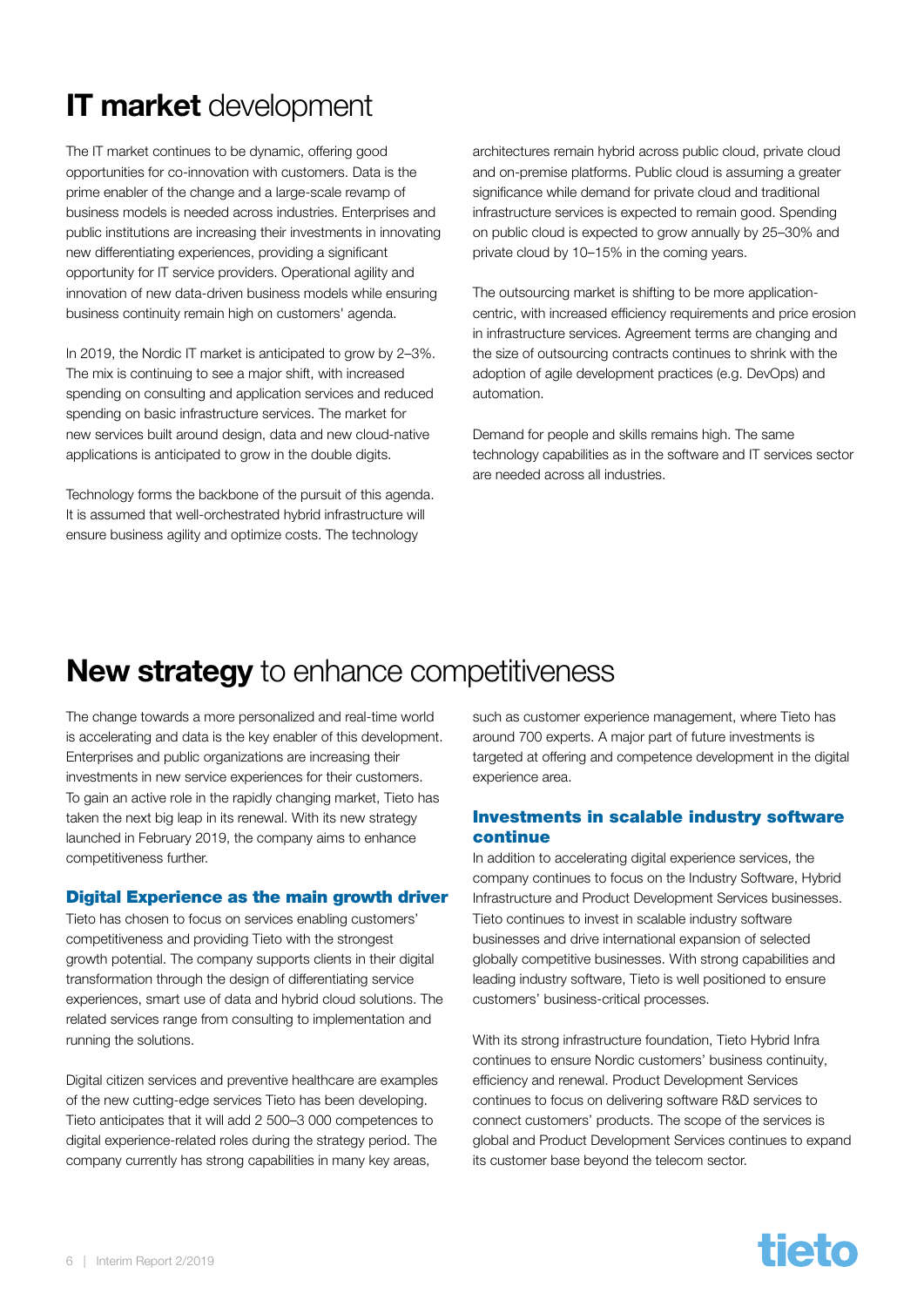# IT market development

The IT market continues to be dynamic, offering good opportunities for co-innovation with customers. Data is the prime enabler of the change and a large-scale revamp of business models is needed across industries. Enterprises and public institutions are increasing their investments in innovating new differentiating experiences, providing a significant opportunity for IT service providers. Operational agility and innovation of new data-driven business models while ensuring business continuity remain high on customers' agenda.

In 2019, the Nordic IT market is anticipated to grow by 2–3%. The mix is continuing to see a major shift, with increased spending on consulting and application services and reduced spending on basic infrastructure services. The market for new services built around design, data and new cloud-native applications is anticipated to grow in the double digits.

Technology forms the backbone of the pursuit of this agenda. It is assumed that well-orchestrated hybrid infrastructure will ensure business agility and optimize costs. The technology architectures remain hybrid across public cloud, private cloud and on-premise platforms. Public cloud is assuming a greater significance while demand for private cloud and traditional infrastructure services is expected to remain good. Spending on public cloud is expected to grow annually by 25–30% and private cloud by 10–15% in the coming years.

The outsourcing market is shifting to be more application-centric, with increased efficiency requirements and price erosion in infrastructure services. Agreement terms are changing and the size of outsourcing contracts continues to shrink with the adoption of agile development practices (e.g. DevOps) and automation.

Demand for people and skills remains high. The same technology capabilities as in the software and IT services sector are needed across all industries.

# New strategy to enhance competitiveness

The change towards a more personalized and real-time world is accelerating and data is the key enabler of this development. Enterprises and public organizations are increasing their investments in new service experiences for their customers. To gain an active role in the rapidly changing market, Tieto has taken the next big leap in its renewal. With its new strategy launched in February 2019, the company aims to enhance competitiveness further.

## Digital Experience as the main growth driver

Tieto has chosen to focus on services enabling customers' competitiveness and providing Tieto with the strongest growth potential. The company supports clients in their digital transformation through the design of differentiating service experiences, smart use of data and hybrid cloud solutions. The related services range from consulting to implementation and running the solutions.

Digital citizen services and preventive healthcare are examples of the new cutting-edge services Tieto has been developing. Tieto anticipates that it will add 2 500–3 000 competences to digital experience-related roles during the strategy period. The company currently has strong capabilities in many key areas, such as customer experience management, where Tieto has around 700 experts. A major part of future investments is targeted at offering and competence development in the digital experience area.

## Investments in scalable industry software continue

In addition to accelerating digital experience services, the company continues to focus on the Industry Software, Hybrid Infrastructure and Product Development Services businesses. Tieto continues to invest in scalable industry software businesses and drive international expansion of selected globally competitive businesses. With strong capabilities and leading industry software, Tieto is well positioned to ensure customers' business-critical processes.

With its strong infrastructure foundation, Tieto Hybrid Infra continues to ensure Nordic customers' business continuity, efficiency and renewal. Product Development Services continues to focus on delivering software R&D services to connect customers' products. The scope of the services is global and Product Development Services continues to expand its customer base beyond the telecom sector.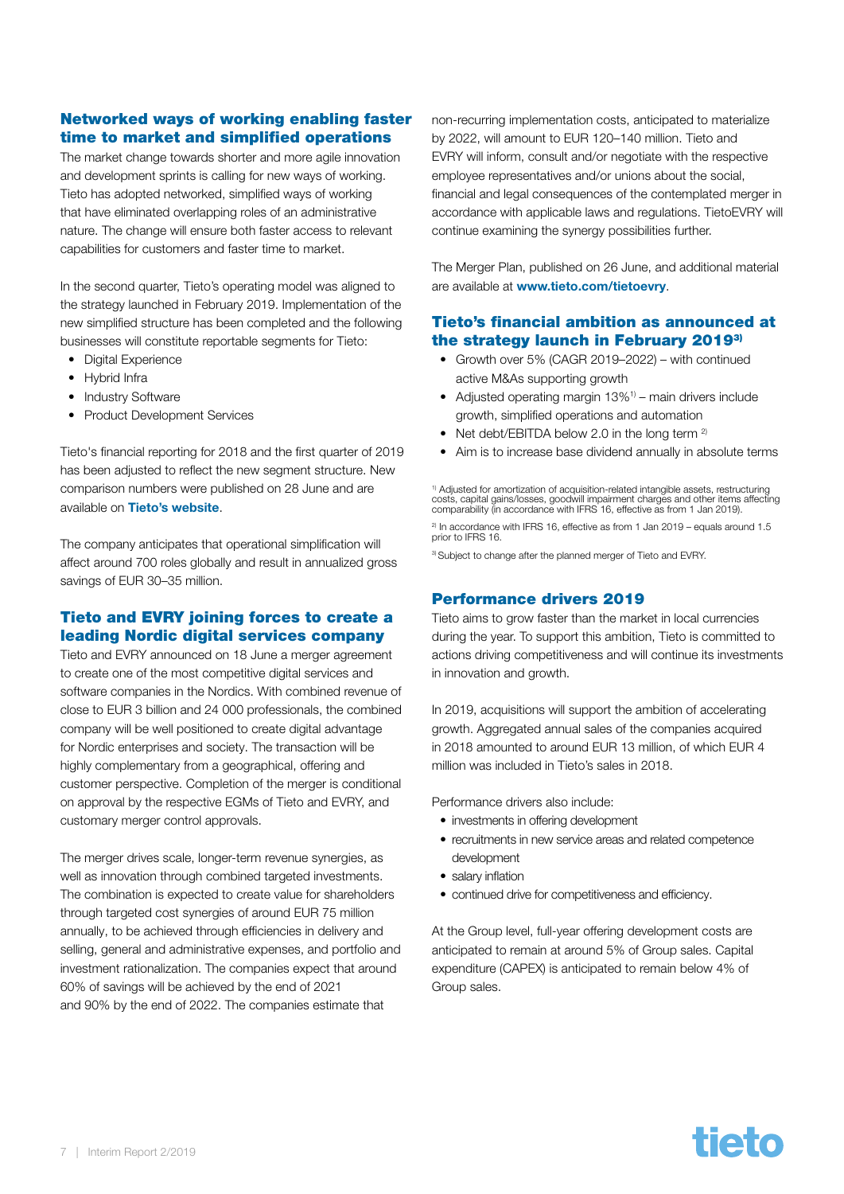## Networked ways of working enabling faster time to market and simplified operations

The market change towards shorter and more agile innovation and development sprints is calling for new ways of working. Tieto has adopted networked, simplified ways of working that have eliminated overlapping roles of an administrative nature. The change will ensure both faster access to relevant capabilities for customers and faster time to market.

In the second quarter, Tieto's operating model was aligned to the strategy launched in February 2019. Implementation of the new simplified structure has been completed and the following businesses will constitute reportable segments for Tieto:

- Digital Experience
- Hybrid Infra
- Industry Software
- Product Development Services

Tieto's financial reporting for 2018 and the first quarter of 2019 has been adjusted to reflect the new segment structure. New comparison numbers were published on 28 June and are available on **Tieto's website**.

The company anticipates that operational simplification will affect around 700 roles globally and result in annualized gross savings of EUR 30–35 million.

## Tieto and EVRY joining forces to create a leading Nordic digital services company

Tieto and EVRY announced on 18 June a merger agreement to create one of the most competitive digital services and software companies in the Nordics. With combined revenue of close to EUR 3 billion and 24 000 professionals, the combined company will be well positioned to create digital advantage for Nordic enterprises and society. The transaction will be highly complementary from a geographical, offering and customer perspective. Completion of the merger is conditional on approval by the respective EGMs of Tieto and EVRY, and customary merger control approvals.

The merger drives scale, longer-term revenue synergies, as well as innovation through combined targeted investments. The combination is expected to create value for shareholders through targeted cost synergies of around EUR 75 million annually, to be achieved through efficiencies in delivery and selling, general and administrative expenses, and portfolio and investment rationalization. The companies expect that around 60% of savings will be achieved by the end of 2021 and 90% by the end of 2022. The companies estimate that non-recurring implementation costs, anticipated to materialize by 2022, will amount to EUR 120–140 million. Tieto and EVRY will inform, consult and/or negotiate with the respective employee representatives and/or unions about the social, financial and legal consequences of the contemplated merger in accordance with applicable laws and regulations. TietoEVRY will continue examining the synergy possibilities further.

The Merger Plan, published on 26 June, and additional material are available at **www.tieto.com/tietoevry**.

## Tieto's financial ambition as announced at the strategy launch in February 2019[3]

- Growth over 5% (CAGR 2019–2022) – with continued active M&As supporting growth
- Adjusted operating margin 13%[1] – main drivers include growth, simplified operations and automation
- Net debt/EBITDA below 2.0 in the long term [2]
- Aim is to increase base dividend annually in absolute terms

[1] Adjusted for amortization of acquisition-related intangible assets, restructuring costs, capital gains/losses, goodwill impairment charges and other items affecting comparability (in accordance with IFRS 16, effective as from 1 Jan 2019).

[2] In accordance with IFRS 16, effective as from 1 Jan 2019 – equals around 1.5 prior to IFRS 16.

[3] Subject to change after the planned merger of Tieto and EVRY.

## Performance drivers 2019

Tieto aims to grow faster than the market in local currencies during the year. To support this ambition, Tieto is committed to actions driving competitiveness and will continue its investments in innovation and growth.

In 2019, acquisitions will support the ambition of accelerating growth. Aggregated annual sales of the companies acquired in 2018 amounted to around EUR 13 million, of which EUR 4 million was included in Tieto's sales in 2018.

Performance drivers also include:

- investments in offering development
- recruitments in new service areas and related competence development
- salary inflation
- continued drive for competitiveness and efficiency.

At the Group level, full-year offering development costs are anticipated to remain at around 5% of Group sales. Capital expenditure (CAPEX) is anticipated to remain below 4% of Group sales.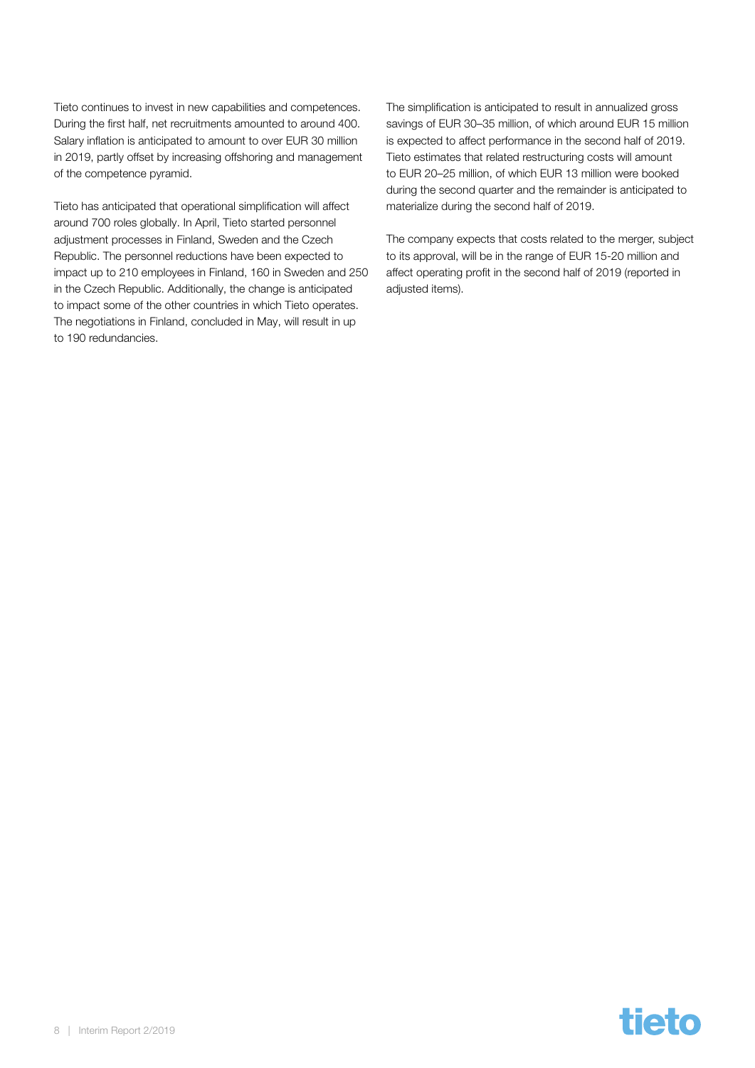Tieto continues to invest in new capabilities and competences. During the first half, net recruitments amounted to around 400. Salary inflation is anticipated to amount to over EUR 30 million in 2019, partly offset by increasing offshoring and management of the competence pyramid.

Tieto has anticipated that operational simplification will affect around 700 roles globally. In April, Tieto started personnel adjustment processes in Finland, Sweden and the Czech Republic. The personnel reductions have been expected to impact up to 210 employees in Finland, 160 in Sweden and 250 in the Czech Republic. Additionally, the change is anticipated to impact some of the other countries in which Tieto operates. The negotiations in Finland, concluded in May, will result in up to 190 redundancies.

The simplification is anticipated to result in annualized gross savings of EUR 30–35 million, of which around EUR 15 million is expected to affect performance in the second half of 2019. Tieto estimates that related restructuring costs will amount to EUR 20–25 million, of which EUR 13 million were booked during the second quarter and the remainder is anticipated to materialize during the second half of 2019.

The company expects that costs related to the merger, subject to its approval, will be in the range of EUR 15-20 million and affect operating profit in the second half of 2019 (reported in adjusted items).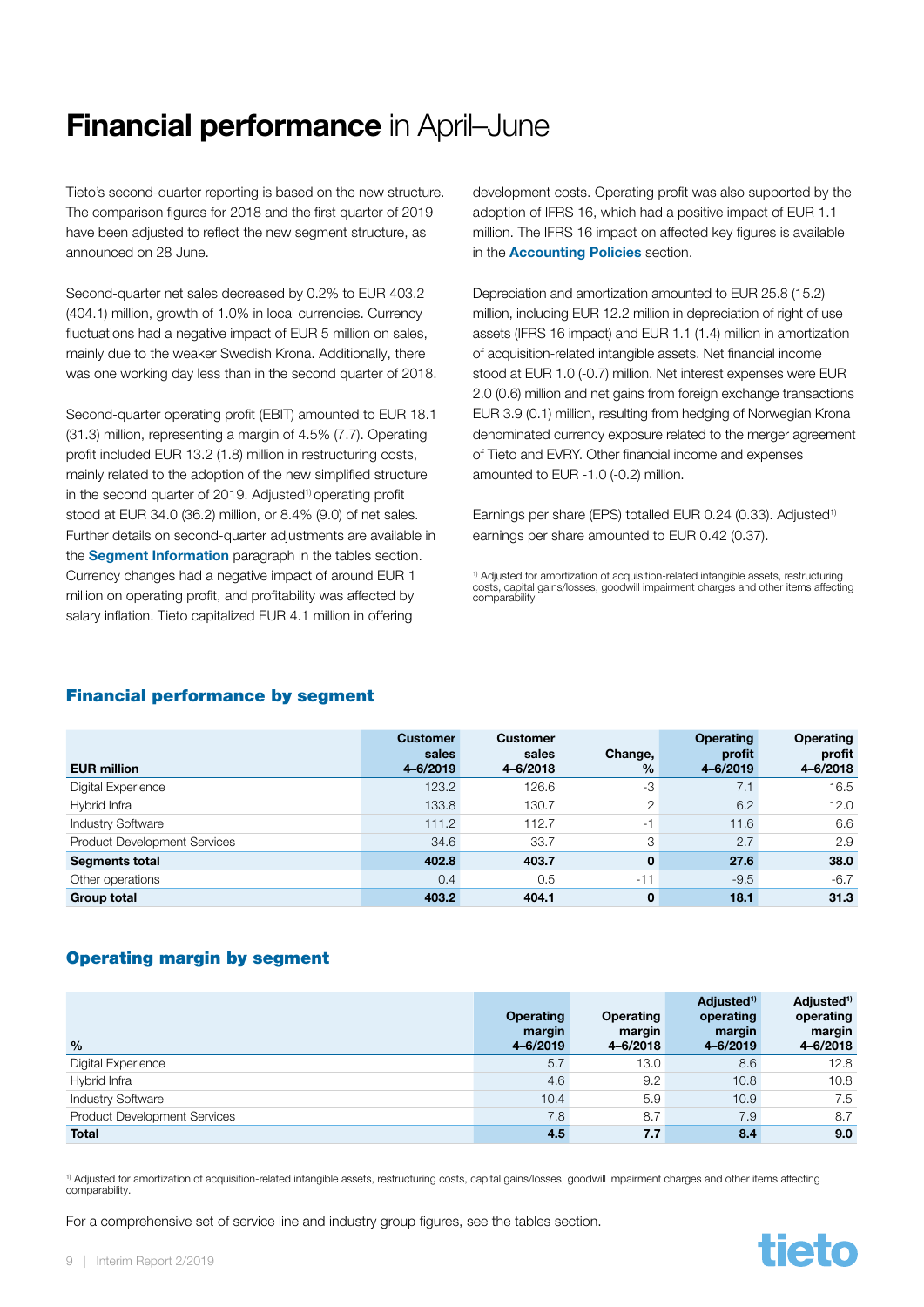# **Financial performance** in April–June

Tieto's second-quarter reporting is based on the new structure. The comparison figures for 2018 and the first quarter of 2019 have been adjusted to reflect the new segment structure, as announced on 28 June.

Second-quarter net sales decreased by 0.2% to EUR 403.2 (404.1) million, growth of 1.0% in local currencies. Currency fluctuations had a negative impact of EUR 5 million on sales, mainly due to the weaker Swedish Krona. Additionally, there was one working day less than in the second quarter of 2018.

Second-quarter operating profit (EBIT) amounted to EUR 18.1 (31.3) million, representing a margin of 4.5% (7.7). Operating profit included EUR 13.2 (1.8) million in restructuring costs, mainly related to the adoption of the new simplified structure in the second quarter of 2019. Adjusted[1] operating profit stood at EUR 34.0 (36.2) million, or 8.4% (9.0) of net sales. Further details on second-quarter adjustments are available in the **Segment Information** paragraph in the tables section. Currency changes had a negative impact of around EUR 1 million on operating profit, and profitability was affected by salary inflation. Tieto capitalized EUR 4.1 million in offering development costs. Operating profit was also supported by the adoption of IFRS 16, which had a positive impact of EUR 1.1 million. The IFRS 16 impact on affected key figures is available in the **Accounting Policies** section.

Depreciation and amortization amounted to EUR 25.8 (15.2) million, including EUR 12.2 million in depreciation of right of use assets (IFRS 16 impact) and EUR 1.1 (1.4) million in amortization of acquisition-related intangible assets. Net financial income stood at EUR 1.0 (-0.7) million. Net interest expenses were EUR 2.0 (0.6) million and net gains from foreign exchange transactions EUR 3.9 (0.1) million, resulting from hedging of Norwegian Krona denominated currency exposure related to the merger agreement of Tieto and EVRY. Other financial income and expenses amounted to EUR -1.0 (-0.2) million.

Earnings per share (EPS) totalled EUR 0.24 (0.33). Adjusted[1] earnings per share amounted to EUR 0.42 (0.37).

[1] Adjusted for amortization of acquisition-related intangible assets, restructuring costs, capital gains/losses, goodwill impairment charges and other items affecting comparability

## Financial performance by segment

| EUR million | Customer sales 4–6/2019 | Customer sales 4–6/2018 | Change, % | Operating profit 4–6/2019 | Operating profit 4–6/2018 |
|---|---|---|---|---|---|
| Digital Experience | 123.2 | 126.6 | -3 | 7.1 | 16.5 |
| Hybrid Infra | 133.8 | 130.7 | 2 | 6.2 | 12.0 |
| Industry Software | 111.2 | 112.7 | -1 | 11.6 | 6.6 |
| Product Development Services | 34.6 | 33.7 | 3 | 2.7 | 2.9 |
| **Segments total** | **402.8** | **403.7** | **0** | **27.6** | **38.0** |
| Other operations | 0.4 | 0.5 | -11 | -9.5 | -6.7 |
| **Group total** | **403.2** | **404.1** | **0** | **18.1** | **31.3** |

## Operating margin by segment

| % | Operating margin 4–6/2019 | Operating margin 4–6/2018 | Adjusted[1] operating margin 4–6/2019 | Adjusted[1] operating margin 4–6/2018 |
|---|---|---|---|---|
| Digital Experience | 5.7 | 13.0 | 8.6 | 12.8 |
| Hybrid Infra | 4.6 | 9.2 | 10.8 | 10.8 |
| Industry Software | 10.4 | 5.9 | 10.9 | 7.5 |
| Product Development Services | 7.8 | 8.7 | 7.9 | 8.7 |
| **Total** | **4.5** | **7.7** | **8.4** | **9.0** |

[1] Adjusted for amortization of acquisition-related intangible assets, restructuring costs, capital gains/losses, goodwill impairment charges and other items affecting comparability.

For a comprehensive set of service line and industry group figures, see the tables section.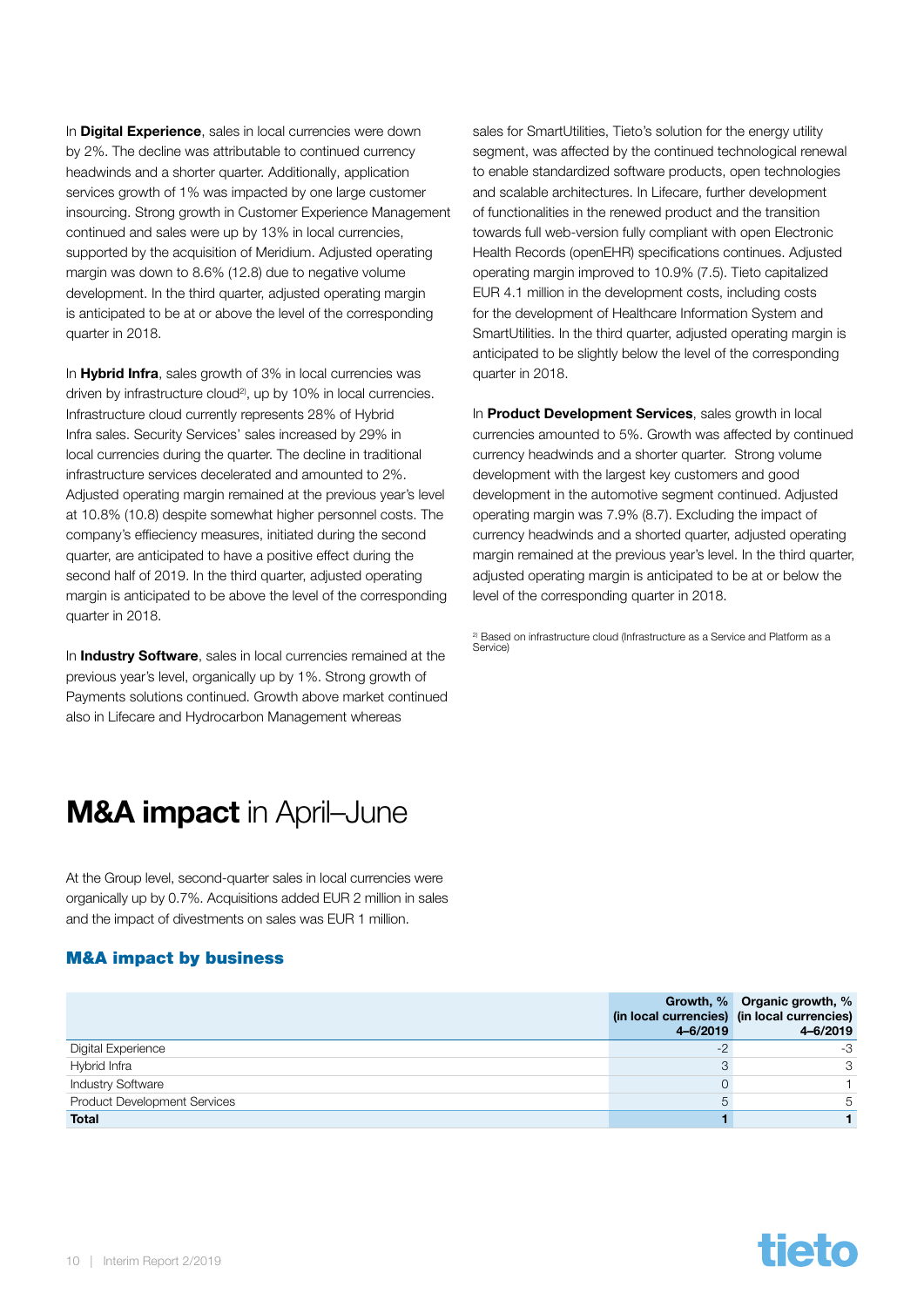In **Digital Experience**, sales in local currencies were down by 2%. The decline was attributable to continued currency headwinds and a shorter quarter. Additionally, application services growth of 1% was impacted by one large customer insourcing. Strong growth in Customer Experience Management continued and sales were up by 13% in local currencies, supported by the acquisition of Meridium. Adjusted operating margin was down to 8.6% (12.8) due to negative volume development. In the third quarter, adjusted operating margin is anticipated to be at or above the level of the corresponding quarter in 2018.

In **Hybrid Infra**, sales growth of 3% in local currencies was driven by infrastructure cloud[2], up by 10% in local currencies. Infrastructure cloud currently represents 28% of Hybrid Infra sales. Security Services' sales increased by 29% in local currencies during the quarter. The decline in traditional infrastructure services decelerated and amounted to 2%. Adjusted operating margin remained at the previous year's level at 10.8% (10.8) despite somewhat higher personnel costs. The company's effieciency measures, initiated during the second quarter, are anticipated to have a positive effect during the second half of 2019. In the third quarter, adjusted operating margin is anticipated to be above the level of the corresponding quarter in 2018.

In **Industry Software**, sales in local currencies remained at the previous year's level, organically up by 1%. Strong growth of Payments solutions continued. Growth above market continued also in Lifecare and Hydrocarbon Management whereas sales for SmartUtilities, Tieto's solution for the energy utility segment, was affected by the continued technological renewal to enable standardized software products, open technologies and scalable architectures. In Lifecare, further development of functionalities in the renewed product and the transition towards full web-version fully compliant with open Electronic Health Records (openEHR) specifications continues. Adjusted operating margin improved to 10.9% (7.5). Tieto capitalized EUR 4.1 million in the development costs, including costs for the development of Healthcare Information System and SmartUtilities. In the third quarter, adjusted operating margin is anticipated to be slightly below the level of the corresponding quarter in 2018.

In **Product Development Services**, sales growth in local currencies amounted to 5%. Growth was affected by continued currency headwinds and a shorter quarter. Strong volume development with the largest key customers and good development in the automotive segment continued. Adjusted operating margin was 7.9% (8.7). Excluding the impact of currency headwinds and a shorted quarter, adjusted operating margin remained at the previous year's level. In the third quarter, adjusted operating margin is anticipated to be at or below the level of the corresponding quarter in 2018.

[2] Based on infrastructure cloud (Infrastructure as a Service and Platform as a Service)

# **M&A impact** in April–June

At the Group level, second-quarter sales in local currencies were organically up by 0.7%. Acquisitions added EUR 2 million in sales and the impact of divestments on sales was EUR 1 million.

## M&A impact by business

| | Growth, % (in local currencies) 4–6/2019 | Organic growth, % (in local currencies) 4–6/2019 |
|---|---|---|
| Digital Experience | -2 | -3 |
| Hybrid Infra | 3 | 3 |
| Industry Software | 0 | 1 |
| Product Development Services | 5 | 5 |
| **Total** | **1** | **1** |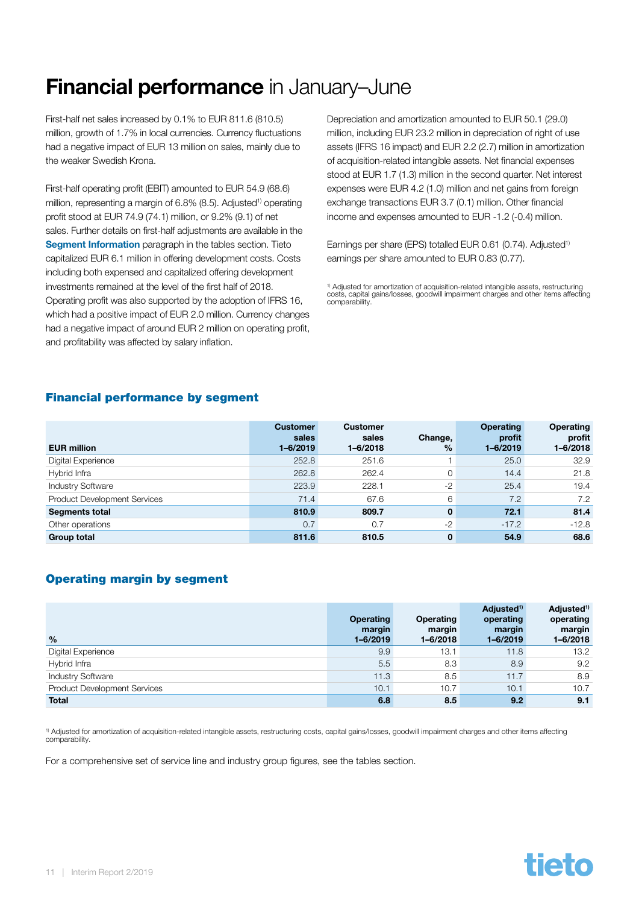# **Financial performance** in January–June

First-half net sales increased by 0.1% to EUR 811.6 (810.5) million, growth of 1.7% in local currencies. Currency fluctuations had a negative impact of EUR 13 million on sales, mainly due to the weaker Swedish Krona.

First-half operating profit (EBIT) amounted to EUR 54.9 (68.6) million, representing a margin of 6.8% (8.5). Adjusted[1] operating profit stood at EUR 74.9 (74.1) million, or 9.2% (9.1) of net sales. Further details on first-half adjustments are available in the **Segment Information** paragraph in the tables section. Tieto capitalized EUR 6.1 million in offering development costs. Costs including both expensed and capitalized offering development investments remained at the level of the first half of 2018. Operating profit was also supported by the adoption of IFRS 16, which had a positive impact of EUR 2.0 million. Currency changes had a negative impact of around EUR 2 million on operating profit, and profitability was affected by salary inflation.

Depreciation and amortization amounted to EUR 50.1 (29.0) million, including EUR 23.2 million in depreciation of right of use assets (IFRS 16 impact) and EUR 2.2 (2.7) million in amortization of acquisition-related intangible assets. Net financial expenses stood at EUR 1.7 (1.3) million in the second quarter. Net interest expenses were EUR 4.2 (1.0) million and net gains from foreign exchange transactions EUR 3.7 (0.1) million. Other financial income and expenses amounted to EUR -1.2 (-0.4) million.

Earnings per share (EPS) totalled EUR 0.61 (0.74). Adjusted[1] earnings per share amounted to EUR 0.83 (0.77).

[1] Adjusted for amortization of acquisition-related intangible assets, restructuring costs, capital gains/losses, goodwill impairment charges and other items affecting comparability.

## Financial performance by segment

| EUR million | Customer sales 1–6/2019 | Customer sales 1–6/2018 | Change, % | Operating profit 1–6/2019 | Operating profit 1–6/2018 |
|---|---|---|---|---|---|
| Digital Experience | 252.8 | 251.6 | 1 | 25.0 | 32.9 |
| Hybrid Infra | 262.8 | 262.4 | 0 | 14.4 | 21.8 |
| Industry Software | 223.9 | 228.1 | -2 | 25.4 | 19.4 |
| Product Development Services | 71.4 | 67.6 | 6 | 7.2 | 7.2 |
| **Segments total** | **810.9** | **809.7** | **0** | **72.1** | **81.4** |
| Other operations | 0.7 | 0.7 | -2 | -17.2 | -12.8 |
| **Group total** | **811.6** | **810.5** | **0** | **54.9** | **68.6** |

## Operating margin by segment

| % | Operating margin 1–6/2019 | Operating margin 1–6/2018 | Adjusted[1] operating margin 1–6/2019 | Adjusted[1] operating margin 1–6/2018 |
|---|---|---|---|---|
| Digital Experience | 9.9 | 13.1 | 11.8 | 13.2 |
| Hybrid Infra | 5.5 | 8.3 | 8.9 | 9.2 |
| Industry Software | 11.3 | 8.5 | 11.7 | 8.9 |
| Product Development Services | 10.1 | 10.7 | 10.1 | 10.7 |
| **Total** | **6.8** | **8.5** | **9.2** | **9.1** |

[1] Adjusted for amortization of acquisition-related intangible assets, restructuring costs, capital gains/losses, goodwill impairment charges and other items affecting comparability.

For a comprehensive set of service line and industry group figures, see the tables section.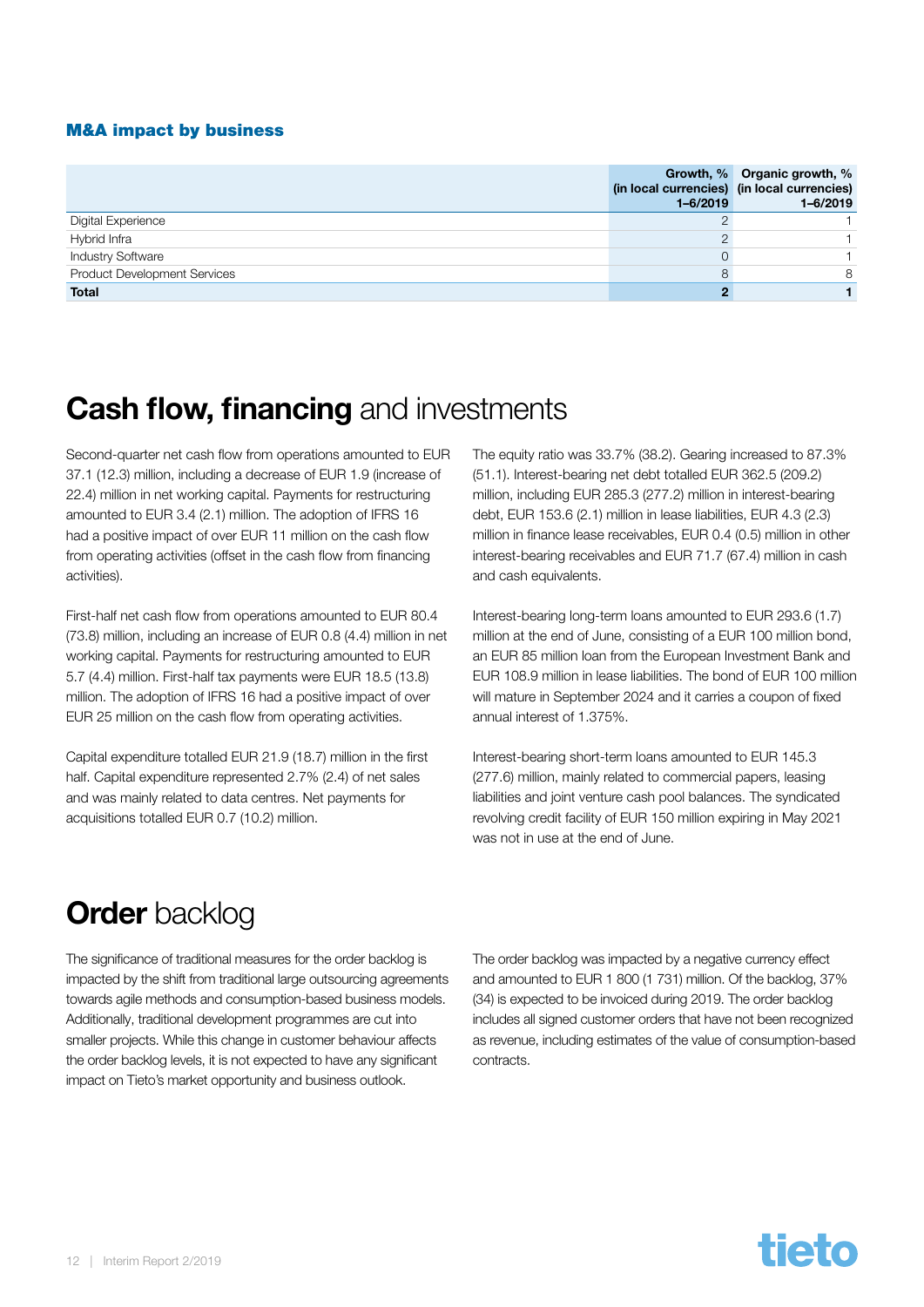### M&A impact by business

| | Growth, % (in local currencies) 1–6/2019 | Organic growth, % (in local currencies) 1–6/2019 |
|---|---|---|
| Digital Experience | 2 | 1 |
| Hybrid Infra | 2 | 1 |
| Industry Software | 0 | 1 |
| Product Development Services | 8 | 8 |
| **Total** | **2** | **1** |

# **Cash flow, financing** and investments

Second-quarter net cash flow from operations amounted to EUR 37.1 (12.3) million, including a decrease of EUR 1.9 (increase of 22.4) million in net working capital. Payments for restructuring amounted to EUR 3.4 (2.1) million. The adoption of IFRS 16 had a positive impact of over EUR 11 million on the cash flow from operating activities (offset in the cash flow from financing activities).

First-half net cash flow from operations amounted to EUR 80.4 (73.8) million, including an increase of EUR 0.8 (4.4) million in net working capital. Payments for restructuring amounted to EUR 5.7 (4.4) million. First-half tax payments were EUR 18.5 (13.8) million. The adoption of IFRS 16 had a positive impact of over EUR 25 million on the cash flow from operating activities.

Capital expenditure totalled EUR 21.9 (18.7) million in the first half. Capital expenditure represented 2.7% (2.4) of net sales and was mainly related to data centres. Net payments for acquisitions totalled EUR 0.7 (10.2) million.

The equity ratio was 33.7% (38.2). Gearing increased to 87.3% (51.1). Interest-bearing net debt totalled EUR 362.5 (209.2) million, including EUR 285.3 (277.2) million in interest-bearing debt, EUR 153.6 (2.1) million in lease liabilities, EUR 4.3 (2.3) million in finance lease receivables, EUR 0.4 (0.5) million in other interest-bearing receivables and EUR 71.7 (67.4) million in cash and cash equivalents.

Interest-bearing long-term loans amounted to EUR 293.6 (1.7) million at the end of June, consisting of a EUR 100 million bond, an EUR 85 million loan from the European Investment Bank and EUR 108.9 million in lease liabilities. The bond of EUR 100 million will mature in September 2024 and it carries a coupon of fixed annual interest of 1.375%.

Interest-bearing short-term loans amounted to EUR 145.3 (277.6) million, mainly related to commercial papers, leasing liabilities and joint venture cash pool balances. The syndicated revolving credit facility of EUR 150 million expiring in May 2021 was not in use at the end of June.

# **Order** backlog

The significance of traditional measures for the order backlog is impacted by the shift from traditional large outsourcing agreements towards agile methods and consumption-based business models. Additionally, traditional development programmes are cut into smaller projects. While this change in customer behaviour affects the order backlog levels, it is not expected to have any significant impact on Tieto's market opportunity and business outlook.

The order backlog was impacted by a negative currency effect and amounted to EUR 1 800 (1 731) million. Of the backlog, 37% (34) is expected to be invoiced during 2019. The order backlog includes all signed customer orders that have not been recognized as revenue, including estimates of the value of consumption-based contracts.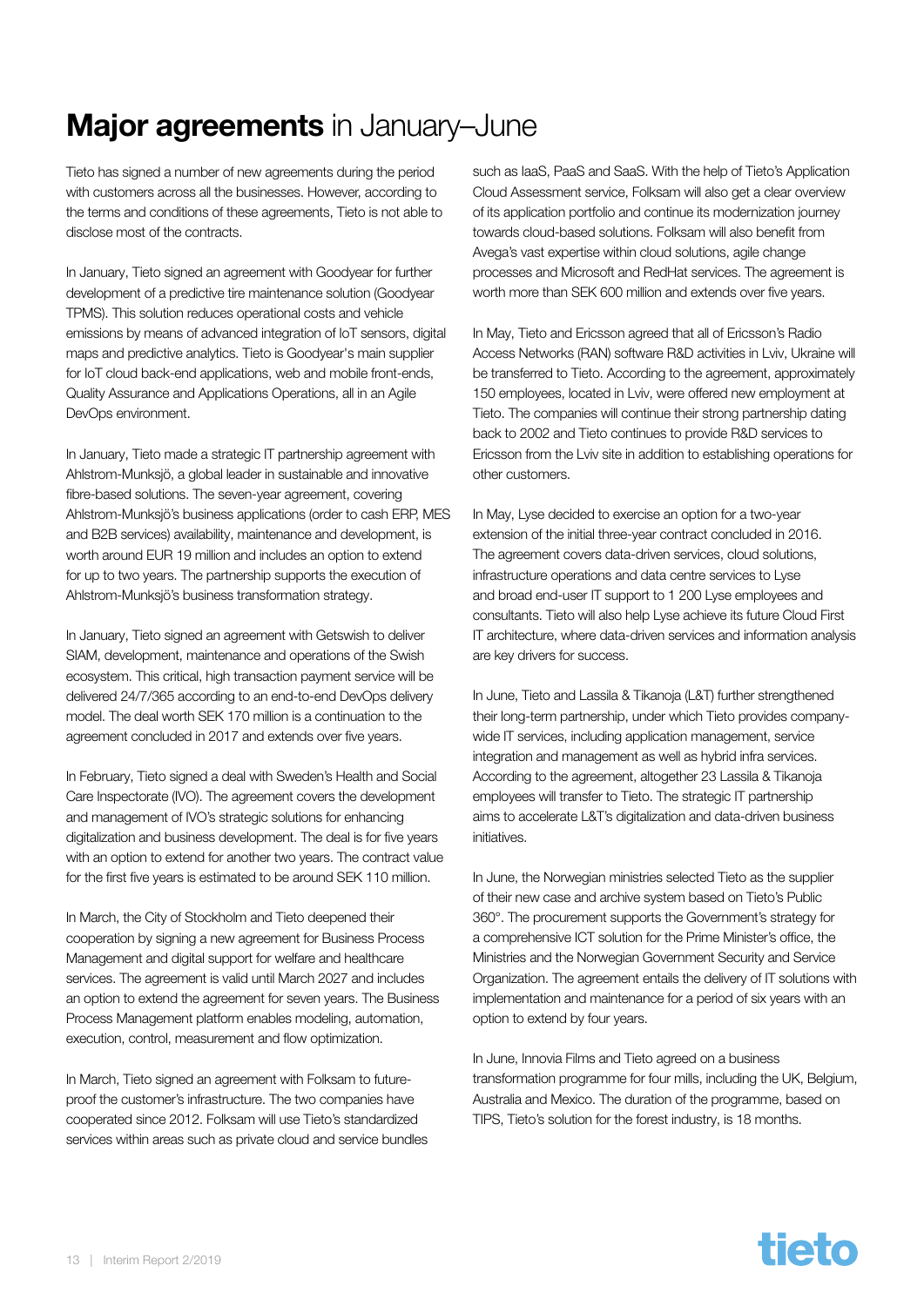# **Major agreements** in January–June

Tieto has signed a number of new agreements during the period with customers across all the businesses. However, according to the terms and conditions of these agreements, Tieto is not able to disclose most of the contracts.

In January, Tieto signed an agreement with Goodyear for further development of a predictive tire maintenance solution (Goodyear TPMS). This solution reduces operational costs and vehicle emissions by means of advanced integration of IoT sensors, digital maps and predictive analytics. Tieto is Goodyear's main supplier for IoT cloud back-end applications, web and mobile front-ends, Quality Assurance and Applications Operations, all in an Agile DevOps environment.

In January, Tieto made a strategic IT partnership agreement with Ahlstrom-Munksjö, a global leader in sustainable and innovative fibre-based solutions. The seven-year agreement, covering Ahlstrom-Munksjö's business applications (order to cash ERP, MES and B2B services) availability, maintenance and development, is worth around EUR 19 million and includes an option to extend for up to two years. The partnership supports the execution of Ahlstrom-Munksjö's business transformation strategy.

In January, Tieto signed an agreement with Getswish to deliver SIAM, development, maintenance and operations of the Swish ecosystem. This critical, high transaction payment service will be delivered 24/7/365 according to an end-to-end DevOps delivery model. The deal worth SEK 170 million is a continuation to the agreement concluded in 2017 and extends over five years.

In February, Tieto signed a deal with Sweden's Health and Social Care Inspectorate (IVO). The agreement covers the development and management of IVO's strategic solutions for enhancing digitalization and business development. The deal is for five years with an option to extend for another two years. The contract value for the first five years is estimated to be around SEK 110 million.

In March, the City of Stockholm and Tieto deepened their cooperation by signing a new agreement for Business Process Management and digital support for welfare and healthcare services. The agreement is valid until March 2027 and includes an option to extend the agreement for seven years. The Business Process Management platform enables modeling, automation, execution, control, measurement and flow optimization.

In March, Tieto signed an agreement with Folksam to future-proof the customer's infrastructure. The two companies have cooperated since 2012. Folksam will use Tieto's standardized services within areas such as private cloud and service bundles such as IaaS, PaaS and SaaS. With the help of Tieto's Application Cloud Assessment service, Folksam will also get a clear overview of its application portfolio and continue its modernization journey towards cloud-based solutions. Folksam will also benefit from Avega's vast expertise within cloud solutions, agile change processes and Microsoft and RedHat services. The agreement is worth more than SEK 600 million and extends over five years.

In May, Tieto and Ericsson agreed that all of Ericsson's Radio Access Networks (RAN) software R&D activities in Lviv, Ukraine will be transferred to Tieto. According to the agreement, approximately 150 employees, located in Lviv, were offered new employment at Tieto. The companies will continue their strong partnership dating back to 2002 and Tieto continues to provide R&D services to Ericsson from the Lviv site in addition to establishing operations for other customers.

In May, Lyse decided to exercise an option for a two-year extension of the initial three-year contract concluded in 2016. The agreement covers data-driven services, cloud solutions, infrastructure operations and data centre services to Lyse and broad end-user IT support to 1 200 Lyse employees and consultants. Tieto will also help Lyse achieve its future Cloud First IT architecture, where data-driven services and information analysis are key drivers for success.

In June, Tieto and Lassila & Tikanoja (L&T) further strengthened their long-term partnership, under which Tieto provides company-wide IT services, including application management, service integration and management as well as hybrid infra services. According to the agreement, altogether 23 Lassila & Tikanoja employees will transfer to Tieto. The strategic IT partnership aims to accelerate L&T's digitalization and data-driven business initiatives.

In June, the Norwegian ministries selected Tieto as the supplier of their new case and archive system based on Tieto's Public 360°. The procurement supports the Government's strategy for a comprehensive ICT solution for the Prime Minister's office, the Ministries and the Norwegian Government Security and Service Organization. The agreement entails the delivery of IT solutions with implementation and maintenance for a period of six years with an option to extend by four years.

In June, Innovia Films and Tieto agreed on a business transformation programme for four mills, including the UK, Belgium, Australia and Mexico. The duration of the programme, based on TIPS, Tieto's solution for the forest industry, is 18 months.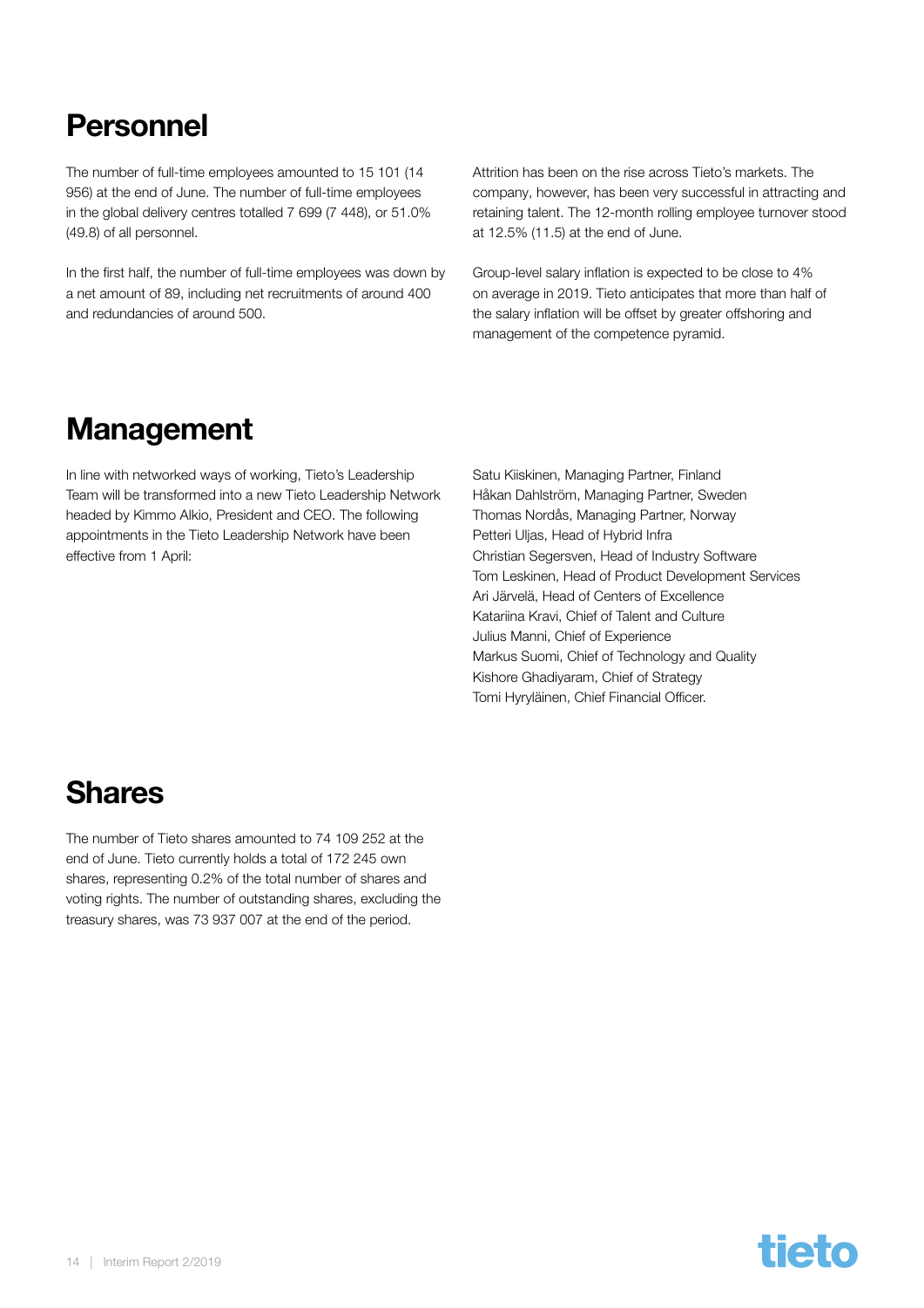## Personnel

The number of full-time employees amounted to 15 101 (14 956) at the end of June. The number of full-time employees in the global delivery centres totalled 7 699 (7 448), or 51.0% (49.8) of all personnel.

In the first half, the number of full-time employees was down by a net amount of 89, including net recruitments of around 400 and redundancies of around 500.

Attrition has been on the rise across Tieto's markets. The company, however, has been very successful in attracting and retaining talent. The 12-month rolling employee turnover stood at 12.5% (11.5) at the end of June.

Group-level salary inflation is expected to be close to 4% on average in 2019. Tieto anticipates that more than half of the salary inflation will be offset by greater offshoring and management of the competence pyramid.

## Management

In line with networked ways of working, Tieto's Leadership Team will be transformed into a new Tieto Leadership Network headed by Kimmo Alkio, President and CEO. The following appointments in the Tieto Leadership Network have been effective from 1 April:

Satu Kiiskinen, Managing Partner, Finland
Håkan Dahlström, Managing Partner, Sweden
Thomas Nordås, Managing Partner, Norway
Petteri Uljas, Head of Hybrid Infra
Christian Segersven, Head of Industry Software
Tom Leskinen, Head of Product Development Services
Ari Järvelä, Head of Centers of Excellence
Katariina Kravi, Chief of Talent and Culture
Julius Manni, Chief of Experience
Markus Suomi, Chief of Technology and Quality
Kishore Ghadiyaram, Chief of Strategy
Tomi Hyryläinen, Chief Financial Officer.

## Shares

The number of Tieto shares amounted to 74 109 252 at the end of June. Tieto currently holds a total of 172 245 own shares, representing 0.2% of the total number of shares and voting rights. The number of outstanding shares, excluding the treasury shares, was 73 937 007 at the end of the period.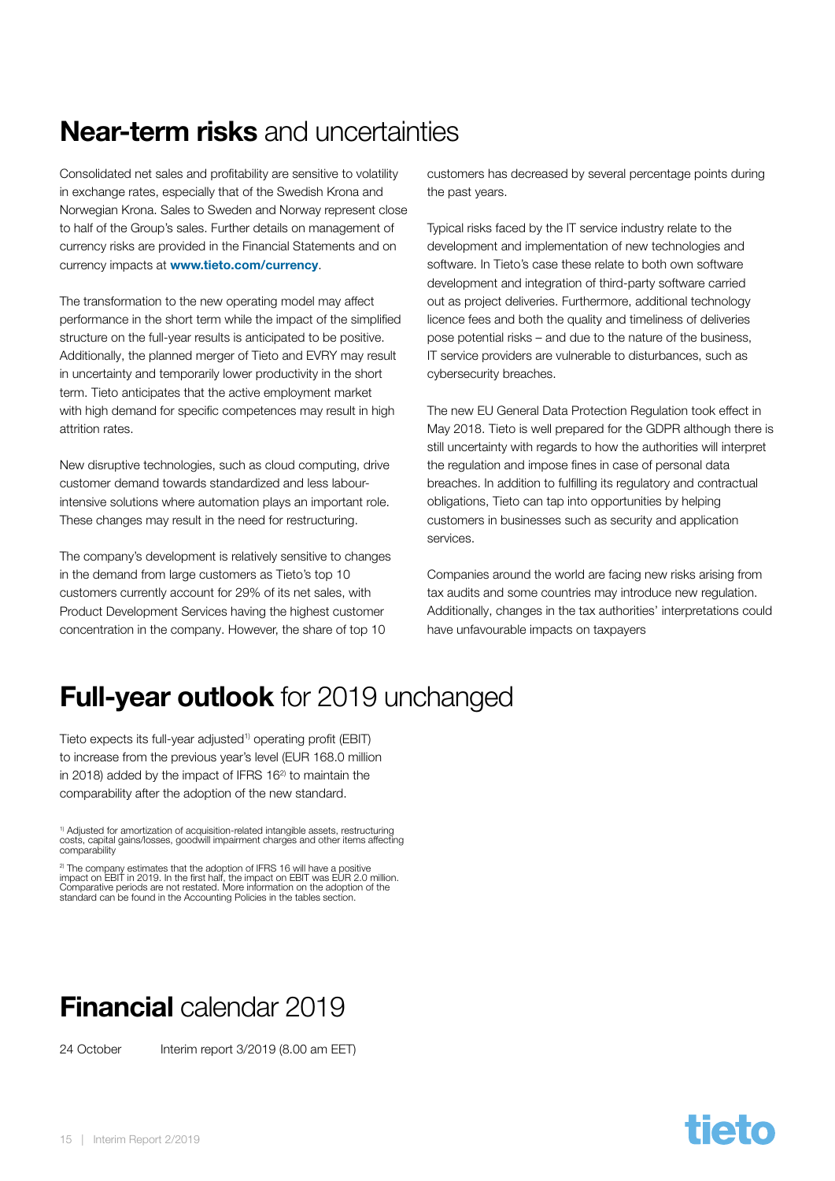# **Near-term risks** and uncertainties

Consolidated net sales and profitability are sensitive to volatility in exchange rates, especially that of the Swedish Krona and Norwegian Krona. Sales to Sweden and Norway represent close to half of the Group's sales. Further details on management of currency risks are provided in the Financial Statements and on currency impacts at **www.tieto.com/currency**.

The transformation to the new operating model may affect performance in the short term while the impact of the simplified structure on the full-year results is anticipated to be positive. Additionally, the planned merger of Tieto and EVRY may result in uncertainty and temporarily lower productivity in the short term. Tieto anticipates that the active employment market with high demand for specific competences may result in high attrition rates.

New disruptive technologies, such as cloud computing, drive customer demand towards standardized and less labour-intensive solutions where automation plays an important role. These changes may result in the need for restructuring.

The company's development is relatively sensitive to changes in the demand from large customers as Tieto's top 10 customers currently account for 29% of its net sales, with Product Development Services having the highest customer concentration in the company. However, the share of top 10 customers has decreased by several percentage points during the past years.

Typical risks faced by the IT service industry relate to the development and implementation of new technologies and software. In Tieto's case these relate to both own software development and integration of third-party software carried out as project deliveries. Furthermore, additional technology licence fees and both the quality and timeliness of deliveries pose potential risks – and due to the nature of the business, IT service providers are vulnerable to disturbances, such as cybersecurity breaches.

The new EU General Data Protection Regulation took effect in May 2018. Tieto is well prepared for the GDPR although there is still uncertainty with regards to how the authorities will interpret the regulation and impose fines in case of personal data breaches. In addition to fulfilling its regulatory and contractual obligations, Tieto can tap into opportunities by helping customers in businesses such as security and application services.

Companies around the world are facing new risks arising from tax audits and some countries may introduce new regulation. Additionally, changes in the tax authorities' interpretations could have unfavourable impacts on taxpayers

# **Full-year outlook** for 2019 unchanged

Tieto expects its full-year adjusted[1)] operating profit (EBIT) to increase from the previous year's level (EUR 168.0 million in 2018) added by the impact of IFRS 16[2)] to maintain the comparability after the adoption of the new standard.

[1)] Adjusted for amortization of acquisition-related intangible assets, restructuring costs, capital gains/losses, goodwill impairment charges and other items affecting comparability

[2)] The company estimates that the adoption of IFRS 16 will have a positive impact on EBIT in 2019. In the first half, the impact on EBIT was EUR 2.0 million. Comparative periods are not restated. More information on the adoption of the standard can be found in the Accounting Policies in the tables section.

# **Financial** calendar 2019

24 October Interim report 3/2019 (8.00 am EET)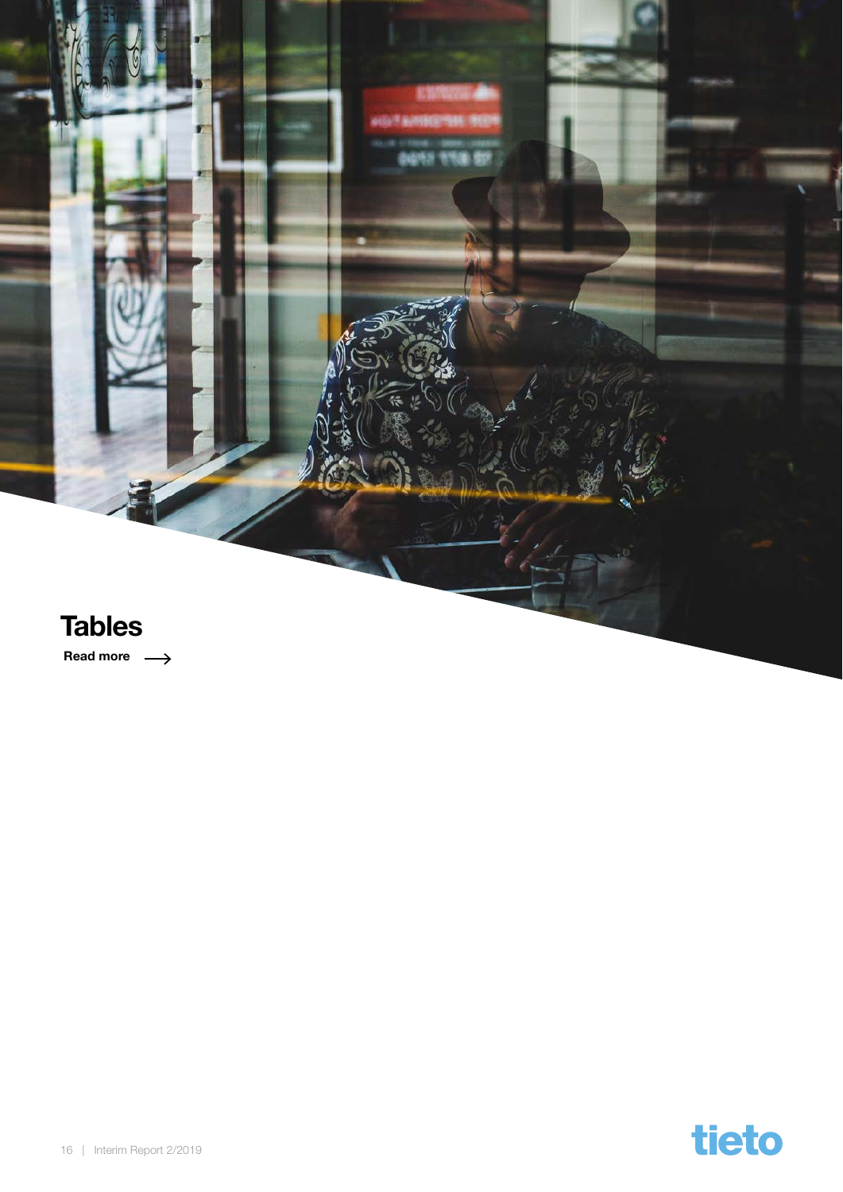# Tables

Read more →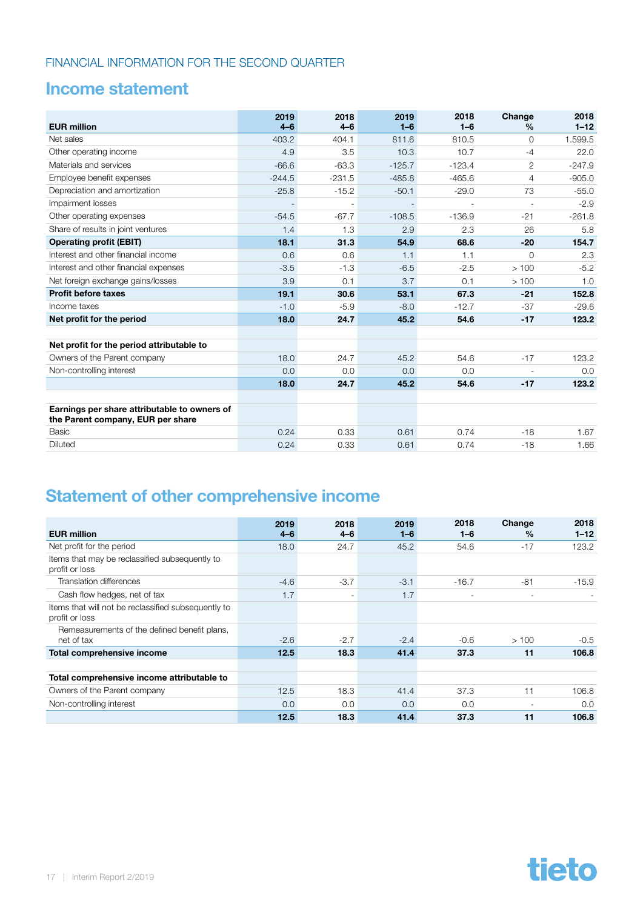FINANCIAL INFORMATION FOR THE SECOND QUARTER

## Income statement

| EUR million | 2019 4–6 | 2018 4–6 | 2019 1–6 | 2018 1–6 | Change % | 2018 1–12 |
|---|---|---|---|---|---|---|
| Net sales | 403.2 | 404.1 | 811.6 | 810.5 | 0 | 1,599.5 |
| Other operating income | 4.9 | 3.5 | 10.3 | 10.7 | -4 | 22.0 |
| Materials and services | -66.6 | -63.3 | -125.7 | -123.4 | 2 | -247.9 |
| Employee benefit expenses | -244.5 | -231.5 | -485.8 | -465.6 | 4 | -905.0 |
| Depreciation and amortization | -25.8 | -15.2 | -50.1 | -29.0 | 73 | -55.0 |
| Impairment losses | - | - | - | - | - | -2.9 |
| Other operating expenses | -54.5 | -67.7 | -108.5 | -136.9 | -21 | -261.8 |
| Share of results in joint ventures | 1.4 | 1.3 | 2.9 | 2.3 | 26 | 5.8 |
| **Operating profit (EBIT)** | **18.1** | **31.3** | **54.9** | **68.6** | **-20** | **154.7** |
| Interest and other financial income | 0.6 | 0.6 | 1.1 | 1.1 | 0 | 2.3 |
| Interest and other financial expenses | -3.5 | -1.3 | -6.5 | -2.5 | > 100 | -5.2 |
| Net foreign exchange gains/losses | 3.9 | 0.1 | 3.7 | 0.1 | > 100 | 1.0 |
| **Profit before taxes** | **19.1** | **30.6** | **53.1** | **67.3** | **-21** | **152.8** |
| Income taxes | -1.0 | -5.9 | -8.0 | -12.7 | -37 | -29.6 |
| **Net profit for the period** | **18.0** | **24.7** | **45.2** | **54.6** | **-17** | **123.2** |
| | | | | | | |
| **Net profit for the period attributable to** | | | | | | |
| Owners of the Parent company | 18.0 | 24.7 | 45.2 | 54.6 | -17 | 123.2 |
| Non-controlling interest | 0.0 | 0.0 | 0.0 | 0.0 | - | 0.0 |
| | **18.0** | **24.7** | **45.2** | **54.6** | **-17** | **123.2** |
| | | | | | | |
| **Earnings per share attributable to owners of the Parent company, EUR per share** | | | | | | |
| Basic | 0.24 | 0.33 | 0.61 | 0.74 | -18 | 1.67 |
| Diluted | 0.24 | 0.33 | 0.61 | 0.74 | -18 | 1.66 |

## Statement of other comprehensive income

| EUR million | 2019 4–6 | 2018 4–6 | 2019 1–6 | 2018 1–6 | Change % | 2018 1–12 |
|---|---|---|---|---|---|---|
| Net profit for the period | 18.0 | 24.7 | 45.2 | 54.6 | -17 | 123.2 |
| Items that may be reclassified subsequently to profit or loss | | | | | | |
| Translation differences | -4.6 | -3.7 | -3.1 | -16.7 | -81 | -15.9 |
| Cash flow hedges, net of tax | 1.7 | - | 1.7 | - | - | - |
| Items that will not be reclassified subsequently to profit or loss | | | | | | |
| Remeasurements of the defined benefit plans, net of tax | -2.6 | -2.7 | -2.4 | -0.6 | > 100 | -0.5 |
| **Total comprehensive income** | **12.5** | **18.3** | **41.4** | **37.3** | **11** | **106.8** |
| | | | | | | |
| **Total comprehensive income attributable to** | | | | | | |
| Owners of the Parent company | 12.5 | 18.3 | 41.4 | 37.3 | 11 | 106.8 |
| Non-controlling interest | 0.0 | 0.0 | 0.0 | 0.0 | - | 0.0 |
| | **12.5** | **18.3** | **41.4** | **37.3** | **11** | **106.8** |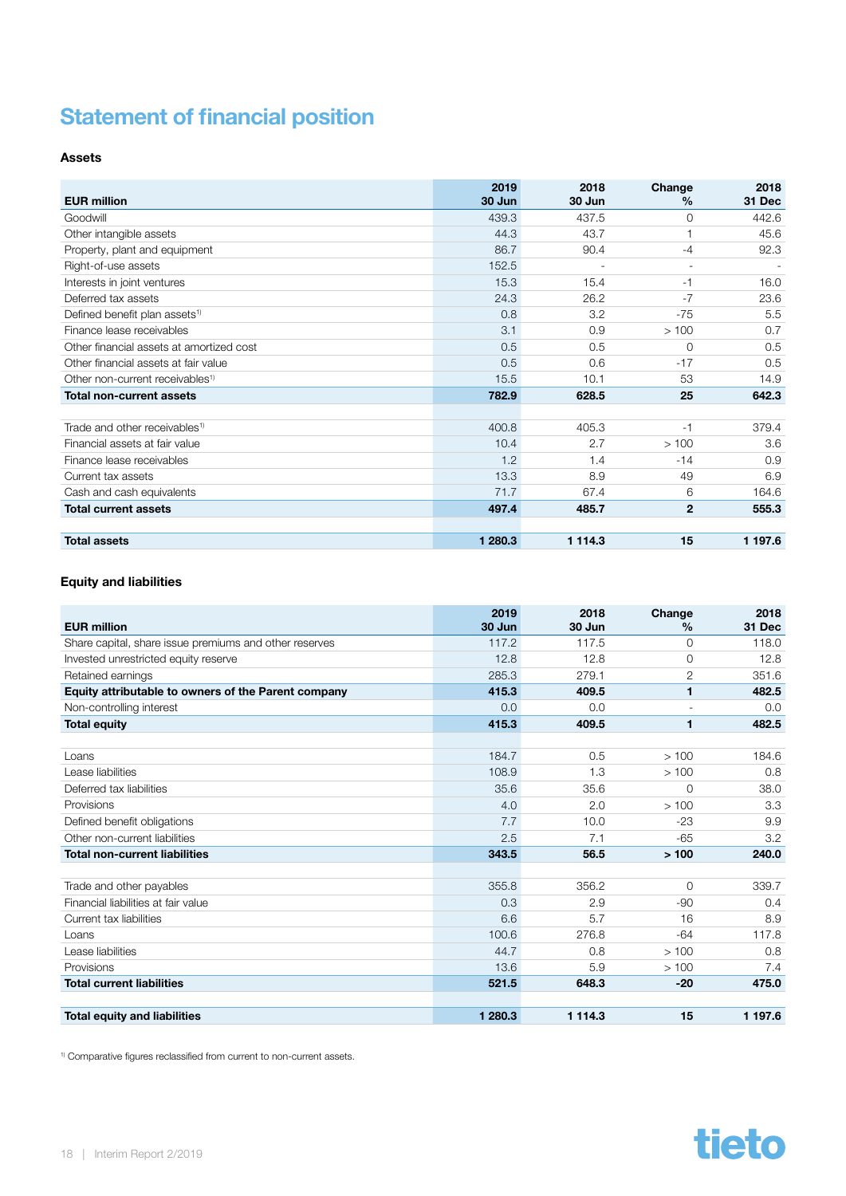# Statement of financial position

### Assets

| EUR million | 2019 30 Jun | 2018 30 Jun | Change % | 2018 31 Dec |
|---|---|---|---|---|
| Goodwill | 439.3 | 437.5 | 0 | 442.6 |
| Other intangible assets | 44.3 | 43.7 | 1 | 45.6 |
| Property, plant and equipment | 86.7 | 90.4 | -4 | 92.3 |
| Right-of-use assets | 152.5 | - | - | - |
| Interests in joint ventures | 15.3 | 15.4 | -1 | 16.0 |
| Deferred tax assets | 24.3 | 26.2 | -7 | 23.6 |
| Defined benefit plan assets[1] | 0.8 | 3.2 | -75 | 5.5 |
| Finance lease receivables | 3.1 | 0.9 | > 100 | 0.7 |
| Other financial assets at amortized cost | 0.5 | 0.5 | 0 | 0.5 |
| Other financial assets at fair value | 0.5 | 0.6 | -17 | 0.5 |
| Other non-current receivables[1] | 15.5 | 10.1 | 53 | 14.9 |
| **Total non-current assets** | **782.9** | **628.5** | **25** | **642.3** |
| | | | | |
| Trade and other receivables[1] | 400.8 | 405.3 | -1 | 379.4 |
| Financial assets at fair value | 10.4 | 2.7 | > 100 | 3.6 |
| Finance lease receivables | 1.2 | 1.4 | -14 | 0.9 |
| Current tax assets | 13.3 | 8.9 | 49 | 6.9 |
| Cash and cash equivalents | 71.7 | 67.4 | 6 | 164.6 |
| **Total current assets** | **497.4** | **485.7** | **2** | **555.3** |
| | | | | |
| **Total assets** | **1 280.3** | **1 114.3** | **15** | **1 197.6** |

### Equity and liabilities

| EUR million | 2019 30 Jun | 2018 30 Jun | Change % | 2018 31 Dec |
|---|---|---|---|---|
| Share capital, share issue premiums and other reserves | 117.2 | 117.5 | 0 | 118.0 |
| Invested unrestricted equity reserve | 12.8 | 12.8 | 0 | 12.8 |
| Retained earnings | 285.3 | 279.1 | 2 | 351.6 |
| **Equity attributable to owners of the Parent company** | **415.3** | **409.5** | **1** | **482.5** |
| Non-controlling interest | 0.0 | 0.0 | - | 0.0 |
| **Total equity** | **415.3** | **409.5** | **1** | **482.5** |
| | | | | |
| Loans | 184.7 | 0.5 | > 100 | 184.6 |
| Lease liabilities | 108.9 | 1.3 | > 100 | 0.8 |
| Deferred tax liabilities | 35.6 | 35.6 | 0 | 38.0 |
| Provisions | 4.0 | 2.0 | > 100 | 3.3 |
| Defined benefit obligations | 7.7 | 10.0 | -23 | 9.9 |
| Other non-current liabilities | 2.5 | 7.1 | -65 | 3.2 |
| **Total non-current liabilities** | **343.5** | **56.5** | **> 100** | **240.0** |
| | | | | |
| Trade and other payables | 355.8 | 356.2 | 0 | 339.7 |
| Financial liabilities at fair value | 0.3 | 2.9 | -90 | 0.4 |
| Current tax liabilities | 6.6 | 5.7 | 16 | 8.9 |
| Loans | 100.6 | 276.8 | -64 | 117.8 |
| Lease liabilities | 44.7 | 0.8 | > 100 | 0.8 |
| Provisions | 13.6 | 5.9 | > 100 | 7.4 |
| **Total current liabilities** | **521.5** | **648.3** | **-20** | **475.0** |
| | | | | |
| **Total equity and liabilities** | **1 280.3** | **1 114.3** | **15** | **1 197.6** |

[1] Comparative figures reclassified from current to non-current assets.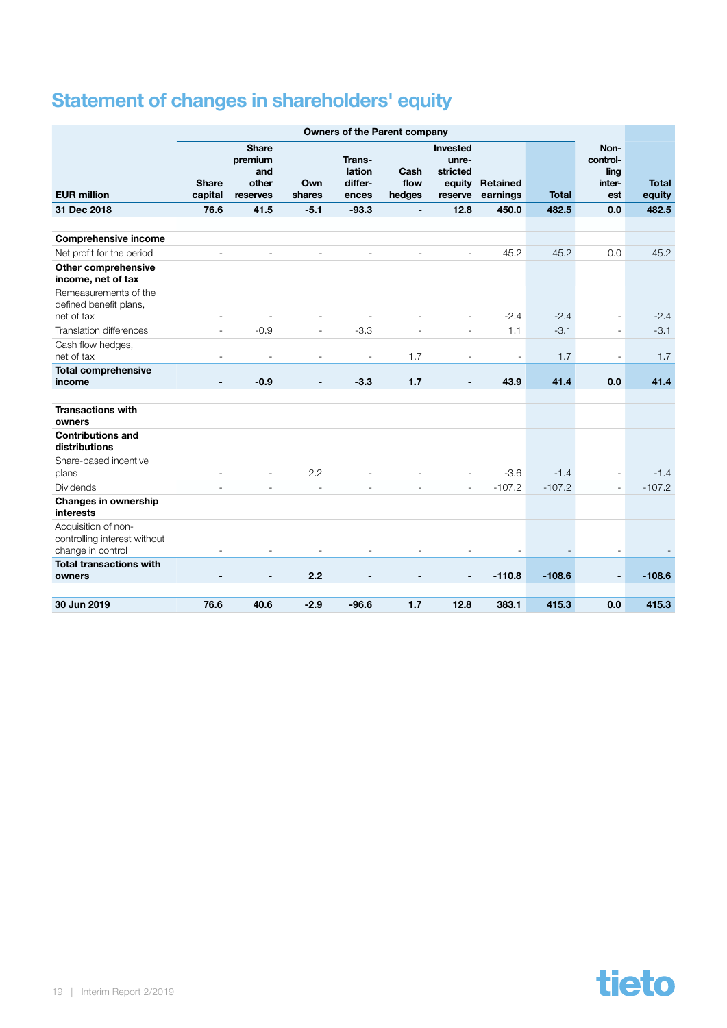# Statement of changes in shareholders' equity

| EUR million | Owners of the Parent company | | | | | | | | Non-controlling interest | Total equity |
|---|---|---|---|---|---|---|---|---|---|---|
| | Share capital | Share premium and other reserves | Own shares | Translation differences | Cash flow hedges | Invested unrestricted equity reserve | Retained earnings | Total | | |
| **31 Dec 2018** | **76.6** | **41.5** | **-5.1** | **-93.3** | **-** | **12.8** | **450.0** | **482.5** | **0.0** | **482.5** |
| | | | | | | | | | | |
| **Comprehensive income** | | | | | | | | | | |
| Net profit for the period | - | - | - | - | - | - | 45.2 | 45.2 | 0.0 | 45.2 |
| **Other comprehensive income, net of tax** | | | | | | | | | | |
| Remeasurements of the defined benefit plans, net of tax | - | - | - | - | - | - | -2.4 | -2.4 | - | -2.4 |
| Translation differences | - | -0.9 | - | -3.3 | - | - | 1.1 | -3.1 | - | -3.1 |
| Cash flow hedges, net of tax | - | - | - | - | 1.7 | - | - | 1.7 | - | 1.7 |
| **Total comprehensive income** | **-** | **-0.9** | **-** | **-3.3** | **1.7** | **-** | **43.9** | **41.4** | **0.0** | **41.4** |
| | | | | | | | | | | |
| **Transactions with owners** | | | | | | | | | | |
| **Contributions and distributions** | | | | | | | | | | |
| Share-based incentive plans | - | - | 2.2 | - | - | - | -3.6 | -1.4 | - | -1.4 |
| Dividends | - | - | - | - | - | - | -107.2 | -107.2 | - | -107.2 |
| **Changes in ownership interests** | | | | | | | | | | |
| Acquisition of non-controlling interest without change in control | - | - | - | - | - | - | - | - | - | - |
| **Total transactions with owners** | **-** | **-** | **2.2** | **-** | **-** | **-** | **-110.8** | **-108.6** | **-** | **-108.6** |
| | | | | | | | | | | |
| **30 Jun 2019** | **76.6** | **40.6** | **-2.9** | **-96.6** | **1.7** | **12.8** | **383.1** | **415.3** | **0.0** | **415.3** |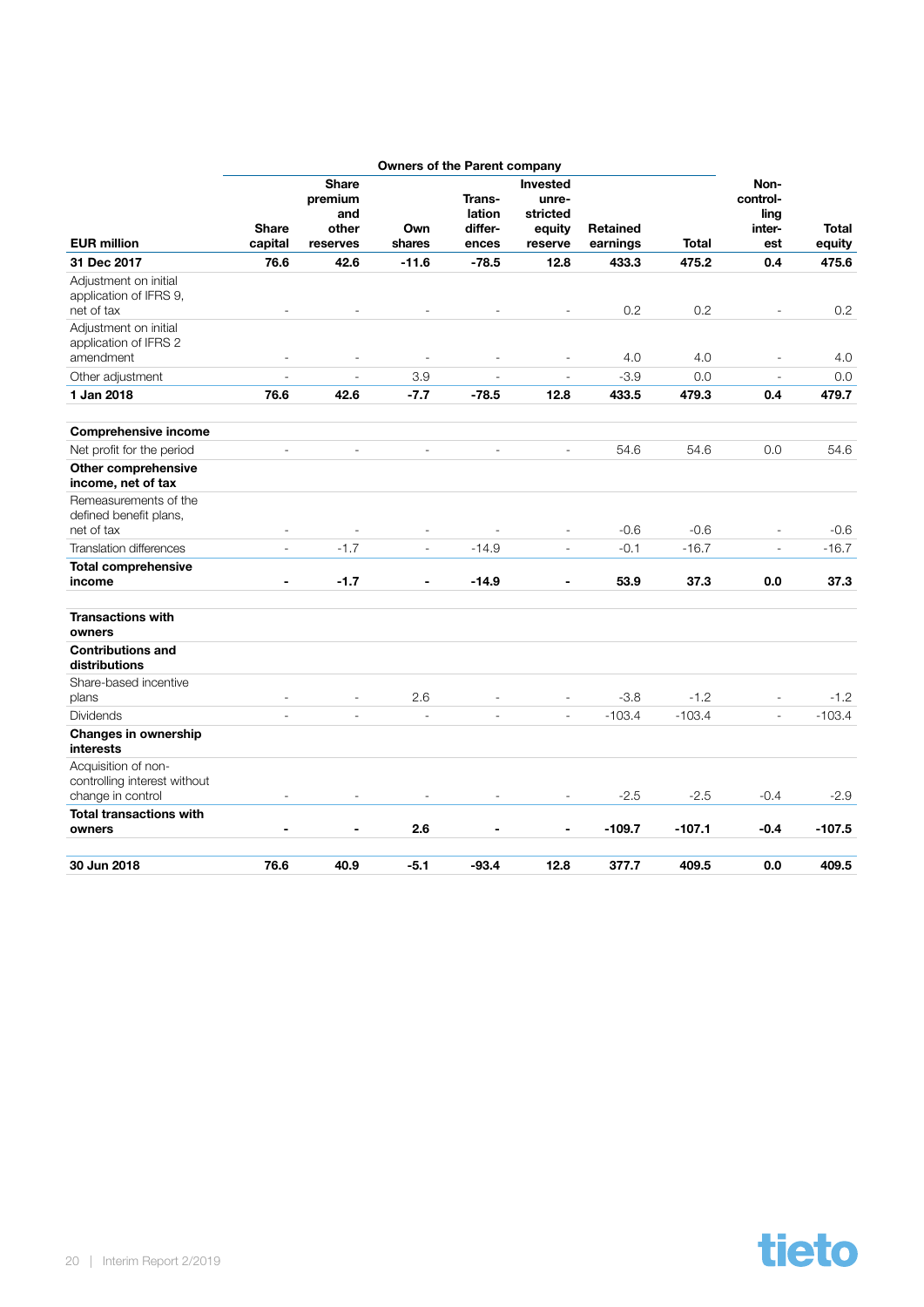| EUR million | Owners of the Parent company | | | | | | | Non-controlling interest | Total equity |
|---|---|---|---|---|---|---|---|---|---|
| | Share capital | Share premium and other reserves | Own shares | Translation differences | Invested unrestricted equity reserve | Retained earnings | Total | | |
| **31 Dec 2017** | **76.6** | **42.6** | **-11.6** | **-78.5** | **12.8** | **433.3** | **475.2** | **0.4** | **475.6** |
| Adjustment on initial application of IFRS 9, net of tax | - | - | - | - | - | 0.2 | 0.2 | - | 0.2 |
| Adjustment on initial application of IFRS 2 amendment | - | - | - | - | - | 4.0 | 4.0 | - | 4.0 |
| Other adjustment | - | - | 3.9 | - | - | -3.9 | 0.0 | - | 0.0 |
| **1 Jan 2018** | **76.6** | **42.6** | **-7.7** | **-78.5** | **12.8** | **433.5** | **479.3** | **0.4** | **479.7** |
| | | | | | | | | | |
| **Comprehensive income** | | | | | | | | | |
| Net profit for the period | - | - | - | - | - | 54.6 | 54.6 | 0.0 | 54.6 |
| **Other comprehensive income, net of tax** | | | | | | | | | |
| Remeasurements of the defined benefit plans, net of tax | - | - | - | - | - | -0.6 | -0.6 | - | -0.6 |
| Translation differences | - | -1.7 | - | -14.9 | - | -0.1 | -16.7 | - | -16.7 |
| **Total comprehensive income** | **-** | **-1.7** | **-** | **-14.9** | **-** | **53.9** | **37.3** | **0.0** | **37.3** |
| | | | | | | | | | |
| **Transactions with owners** | | | | | | | | | |
| **Contributions and distributions** | | | | | | | | | |
| Share-based incentive plans | - | - | 2.6 | - | - | -3.8 | -1.2 | - | -1.2 |
| Dividends | - | - | - | - | - | -103.4 | -103.4 | - | -103.4 |
| **Changes in ownership interests** | | | | | | | | | |
| Acquisition of non-controlling interest without change in control | - | - | - | - | - | -2.5 | -2.5 | -0.4 | -2.9 |
| **Total transactions with owners** | **-** | **-** | **2.6** | **-** | **-** | **-109.7** | **-107.1** | **-0.4** | **-107.5** |
| | | | | | | | | | |
| **30 Jun 2018** | **76.6** | **40.9** | **-5.1** | **-93.4** | **12.8** | **377.7** | **409.5** | **0.0** | **409.5** |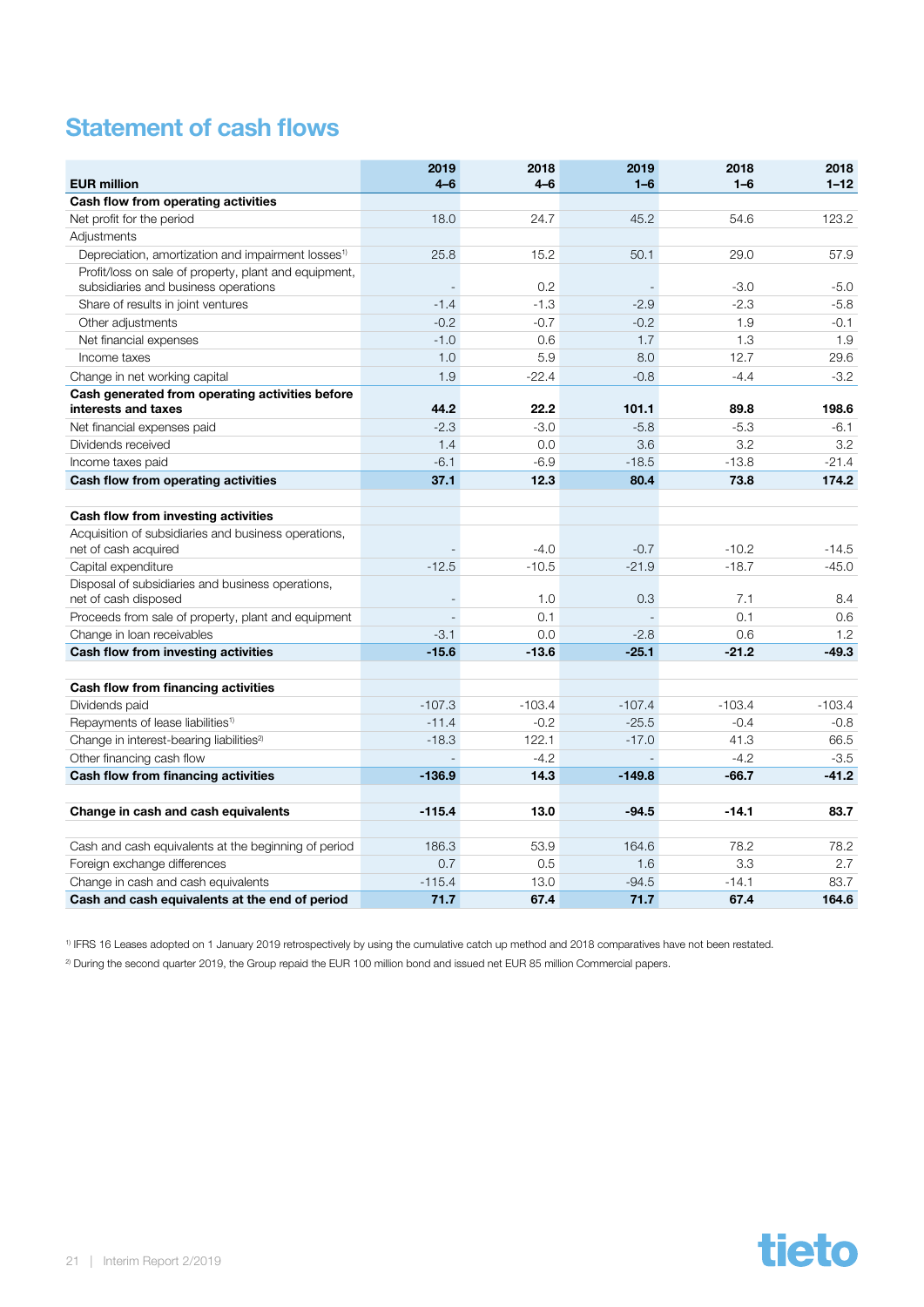# Statement of cash flows

| EUR million | 2019 4–6 | 2018 4–6 | 2019 1–6 | 2018 1–6 | 2018 1–12 |
|---|---|---|---|---|---|
| **Cash flow from operating activities** | | | | | |
| Net profit for the period | 18.0 | 24.7 | 45.2 | 54.6 | 123.2 |
| Adjustments | | | | | |
| Depreciation, amortization and impairment losses[1] | 25.8 | 15.2 | 50.1 | 29.0 | 57.9 |
| Profit/loss on sale of property, plant and equipment, subsidiaries and business operations | - | 0.2 | - | -3.0 | -5.0 |
| Share of results in joint ventures | -1.4 | -1.3 | -2.9 | -2.3 | -5.8 |
| Other adjustments | -0.2 | -0.7 | -0.2 | 1.9 | -0.1 |
| Net financial expenses | -1.0 | 0.6 | 1.7 | 1.3 | 1.9 |
| Income taxes | 1.0 | 5.9 | 8.0 | 12.7 | 29.6 |
| Change in net working capital | 1.9 | -22.4 | -0.8 | -4.4 | -3.2 |
| **Cash generated from operating activities before interests and taxes** | **44.2** | **22.2** | **101.1** | **89.8** | **198.6** |
| Net financial expenses paid | -2.3 | -3.0 | -5.8 | -5.3 | -6.1 |
| Dividends received | 1.4 | 0.0 | 3.6 | 3.2 | 3.2 |
| Income taxes paid | -6.1 | -6.9 | -18.5 | -13.8 | -21.4 |
| **Cash flow from operating activities** | **37.1** | **12.3** | **80.4** | **73.8** | **174.2** |
| | | | | | |
| **Cash flow from investing activities** | | | | | |
| Acquisition of subsidiaries and business operations, net of cash acquired | - | -4.0 | -0.7 | -10.2 | -14.5 |
| Capital expenditure | -12.5 | -10.5 | -21.9 | -18.7 | -45.0 |
| Disposal of subsidiaries and business operations, net of cash disposed | - | 1.0 | 0.3 | 7.1 | 8.4 |
| Proceeds from sale of property, plant and equipment | - | 0.1 | - | 0.1 | 0.6 |
| Change in loan receivables | -3.1 | 0.0 | -2.8 | 0.6 | 1.2 |
| **Cash flow from investing activities** | **-15.6** | **-13.6** | **-25.1** | **-21.2** | **-49.3** |
| | | | | | |
| **Cash flow from financing activities** | | | | | |
| Dividends paid | -107.3 | -103.4 | -107.4 | -103.4 | -103.4 |
| Repayments of lease liabilities[1] | -11.4 | -0.2 | -25.5 | -0.4 | -0.8 |
| Change in interest-bearing liabilities[2] | -18.3 | 122.1 | -17.0 | 41.3 | 66.5 |
| Other financing cash flow | - | -4.2 | - | -4.2 | -3.5 |
| **Cash flow from financing activities** | **-136.9** | **14.3** | **-149.8** | **-66.7** | **-41.2** |
| | | | | | |
| **Change in cash and cash equivalents** | **-115.4** | **13.0** | **-94.5** | **-14.1** | **83.7** |
| | | | | | |
| Cash and cash equivalents at the beginning of period | 186.3 | 53.9 | 164.6 | 78.2 | 78.2 |
| Foreign exchange differences | 0.7 | 0.5 | 1.6 | 3.3 | 2.7 |
| Change in cash and cash equivalents | -115.4 | 13.0 | -94.5 | -14.1 | 83.7 |
| **Cash and cash equivalents at the end of period** | **71.7** | **67.4** | **71.7** | **67.4** | **164.6** |

[1] IFRS 16 Leases adopted on 1 January 2019 retrospectively by using the cumulative catch up method and 2018 comparatives have not been restated.

[2] During the second quarter 2019, the Group repaid the EUR 100 million bond and issued net EUR 85 million Commercial papers.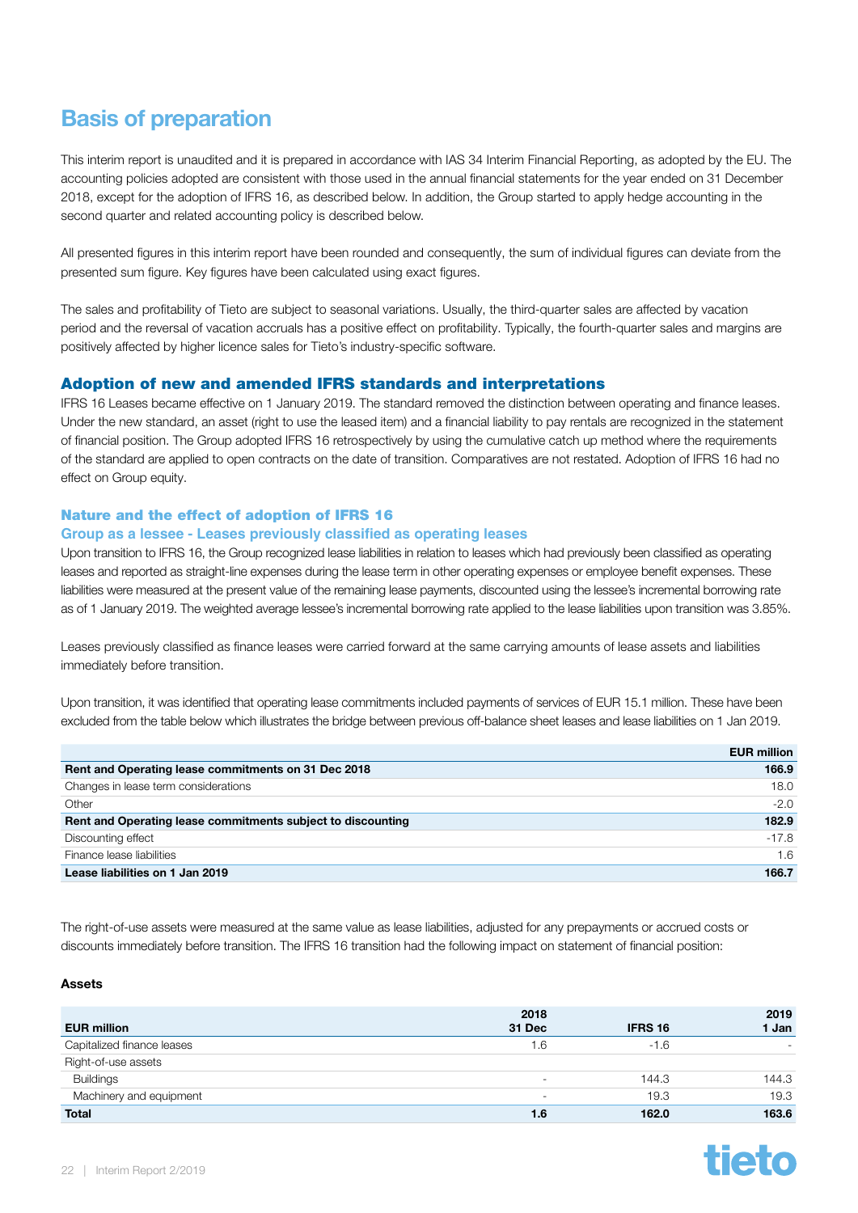# Basis of preparation

This interim report is unaudited and it is prepared in accordance with IAS 34 Interim Financial Reporting, as adopted by the EU. The accounting policies adopted are consistent with those used in the annual financial statements for the year ended on 31 December 2018, except for the adoption of IFRS 16, as described below. In addition, the Group started to apply hedge accounting in the second quarter and related accounting policy is described below.

All presented figures in this interim report have been rounded and consequently, the sum of individual figures can deviate from the presented sum figure. Key figures have been calculated using exact figures.

The sales and profitability of Tieto are subject to seasonal variations. Usually, the third-quarter sales are affected by vacation period and the reversal of vacation accruals has a positive effect on profitability. Typically, the fourth-quarter sales and margins are positively affected by higher licence sales for Tieto's industry-specific software.

## Adoption of new and amended IFRS standards and interpretations

IFRS 16 Leases became effective on 1 January 2019. The standard removed the distinction between operating and finance leases. Under the new standard, an asset (right to use the leased item) and a financial liability to pay rentals are recognized in the statement of financial position. The Group adopted IFRS 16 retrospectively by using the cumulative catch up method where the requirements of the standard are applied to open contracts on the date of transition. Comparatives are not restated. Adoption of IFRS 16 had no effect on Group equity.

### Nature and the effect of adoption of IFRS 16

#### Group as a lessee - Leases previously classified as operating leases

Upon transition to IFRS 16, the Group recognized lease liabilities in relation to leases which had previously been classified as operating leases and reported as straight-line expenses during the lease term in other operating expenses or employee benefit expenses. These liabilities were measured at the present value of the remaining lease payments, discounted using the lessee's incremental borrowing rate as of 1 January 2019. The weighted average lessee's incremental borrowing rate applied to the lease liabilities upon transition was 3.85%.

Leases previously classified as finance leases were carried forward at the same carrying amounts of lease assets and liabilities immediately before transition.

Upon transition, it was identified that operating lease commitments included payments of services of EUR 15.1 million. These have been excluded from the table below which illustrates the bridge between previous off-balance sheet leases and lease liabilities on 1 Jan 2019.

| | EUR million |
|---|---|
| **Rent and Operating lease commitments on 31 Dec 2018** | **166.9** |
| Changes in lease term considerations | 18.0 |
| Other | -2.0 |
| **Rent and Operating lease commitments subject to discounting** | **182.9** |
| Discounting effect | -17.8 |
| Finance lease liabilities | 1.6 |
| **Lease liabilities on 1 Jan 2019** | **166.7** |

The right-of-use assets were measured at the same value as lease liabilities, adjusted for any prepayments or accrued costs or discounts immediately before transition. The IFRS 16 transition had the following impact on statement of financial position:

**Assets**

| EUR million | 2018 31 Dec | IFRS 16 | 2019 1 Jan |
|---|---|---|---|
| Capitalized finance leases | 1.6 | -1.6 | - |
| Right-of-use assets | | | |
| Buildings | - | 144.3 | 144.3 |
| Machinery and equipment | - | 19.3 | 19.3 |
| **Total** | **1.6** | **162.0** | **163.6** |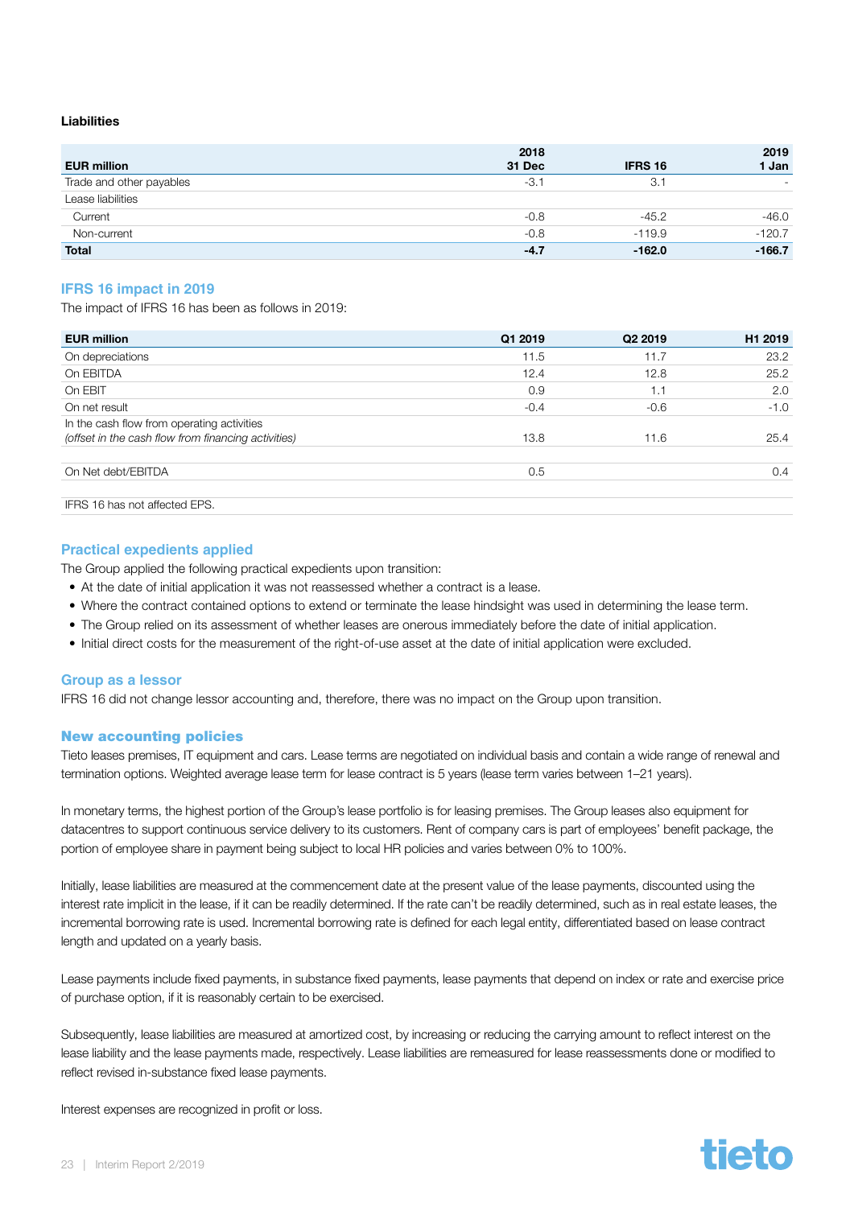**Liabilities**

| EUR million | 2018 31 Dec | IFRS 16 | 2019 1 Jan |
|---|---|---|---|
| Trade and other payables | -3.1 | 3.1 | - |
| Lease liabilities | | | |
| Current | -0.8 | -45.2 | -46.0 |
| Non-current | -0.8 | -119.9 | -120.7 |
| **Total** | **-4.7** | **-162.0** | **-166.7** |

## IFRS 16 impact in 2019

The impact of IFRS 16 has been as follows in 2019:

| EUR million | Q1 2019 | Q2 2019 | H1 2019 |
|---|---|---|---|
| On depreciations | 11.5 | 11.7 | 23.2 |
| On EBITDA | 12.4 | 12.8 | 25.2 |
| On EBIT | 0.9 | 1.1 | 2.0 |
| On net result | -0.4 | -0.6 | -1.0 |
| In the cash flow from operating activities *(offset in the cash flow from financing activities)* | 13.8 | 11.6 | 25.4 |
| | | | |
| On Net debt/EBITDA | 0.5 | | 0.4 |
| | | | |
| IFRS 16 has not affected EPS. | | | |

## Practical expedients applied

The Group applied the following practical expedients upon transition:

- At the date of initial application it was not reassessed whether a contract is a lease.
- Where the contract contained options to extend or terminate the lease hindsight was used in determining the lease term.
- The Group relied on its assessment of whether leases are onerous immediately before the date of initial application.
- Initial direct costs for the measurement of the right-of-use asset at the date of initial application were excluded.

## Group as a lessor

IFRS 16 did not change lessor accounting and, therefore, there was no impact on the Group upon transition.

## New accounting policies

Tieto leases premises, IT equipment and cars. Lease terms are negotiated on individual basis and contain a wide range of renewal and termination options. Weighted average lease term for lease contract is 5 years (lease term varies between 1–21 years).

In monetary terms, the highest portion of the Group's lease portfolio is for leasing premises. The Group leases also equipment for datacentres to support continuous service delivery to its customers. Rent of company cars is part of employees' benefit package, the portion of employee share in payment being subject to local HR policies and varies between 0% to 100%.

Initially, lease liabilities are measured at the commencement date at the present value of the lease payments, discounted using the interest rate implicit in the lease, if it can be readily determined. If the rate can't be readily determined, such as in real estate leases, the incremental borrowing rate is used. Incremental borrowing rate is defined for each legal entity, differentiated based on lease contract length and updated on a yearly basis.

Lease payments include fixed payments, in substance fixed payments, lease payments that depend on index or rate and exercise price of purchase option, if it is reasonably certain to be exercised.

Subsequently, lease liabilities are measured at amortized cost, by increasing or reducing the carrying amount to reflect interest on the lease liability and the lease payments made, respectively. Lease liabilities are remeasured for lease reassessments done or modified to reflect revised in-substance fixed lease payments.

Interest expenses are recognized in profit or loss.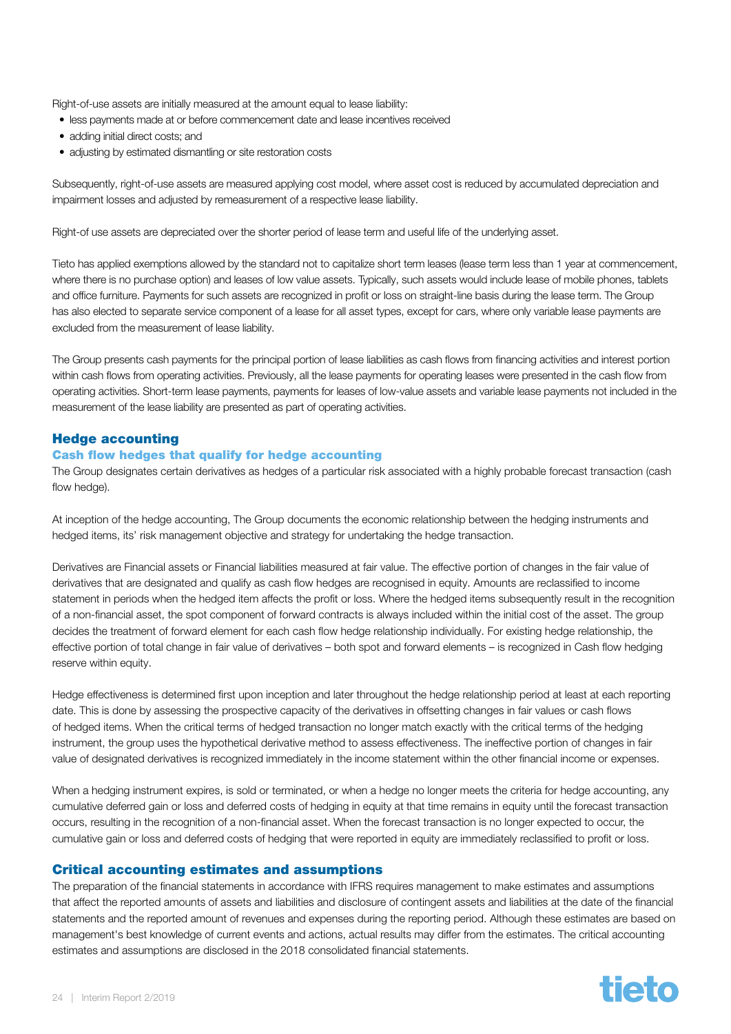Right-of-use assets are initially measured at the amount equal to lease liability:

- less payments made at or before commencement date and lease incentives received
- adding initial direct costs; and
- adjusting by estimated dismantling or site restoration costs

Subsequently, right-of-use assets are measured applying cost model, where asset cost is reduced by accumulated depreciation and impairment losses and adjusted by remeasurement of a respective lease liability.

Right-of use assets are depreciated over the shorter period of lease term and useful life of the underlying asset.

Tieto has applied exemptions allowed by the standard not to capitalize short term leases (lease term less than 1 year at commencement, where there is no purchase option) and leases of low value assets. Typically, such assets would include lease of mobile phones, tablets and office furniture. Payments for such assets are recognized in profit or loss on straight-line basis during the lease term. The Group has also elected to separate service component of a lease for all asset types, except for cars, where only variable lease payments are excluded from the measurement of lease liability.

The Group presents cash payments for the principal portion of lease liabilities as cash flows from financing activities and interest portion within cash flows from operating activities. Previously, all the lease payments for operating leases were presented in the cash flow from operating activities. Short-term lease payments, payments for leases of low-value assets and variable lease payments not included in the measurement of the lease liability are presented as part of operating activities.

## Hedge accounting

### Cash flow hedges that qualify for hedge accounting

The Group designates certain derivatives as hedges of a particular risk associated with a highly probable forecast transaction (cash flow hedge).

At inception of the hedge accounting, The Group documents the economic relationship between the hedging instruments and hedged items, its' risk management objective and strategy for undertaking the hedge transaction.

Derivatives are Financial assets or Financial liabilities measured at fair value. The effective portion of changes in the fair value of derivatives that are designated and qualify as cash flow hedges are recognised in equity. Amounts are reclassified to income statement in periods when the hedged item affects the profit or loss. Where the hedged items subsequently result in the recognition of a non-financial asset, the spot component of forward contracts is always included within the initial cost of the asset. The group decides the treatment of forward element for each cash flow hedge relationship individually. For existing hedge relationship, the effective portion of total change in fair value of derivatives – both spot and forward elements – is recognized in Cash flow hedging reserve within equity.

Hedge effectiveness is determined first upon inception and later throughout the hedge relationship period at least at each reporting date. This is done by assessing the prospective capacity of the derivatives in offsetting changes in fair values or cash flows of hedged items. When the critical terms of hedged transaction no longer match exactly with the critical terms of the hedging instrument, the group uses the hypothetical derivative method to assess effectiveness. The ineffective portion of changes in fair value of designated derivatives is recognized immediately in the income statement within the other financial income or expenses.

When a hedging instrument expires, is sold or terminated, or when a hedge no longer meets the criteria for hedge accounting, any cumulative deferred gain or loss and deferred costs of hedging in equity at that time remains in equity until the forecast transaction occurs, resulting in the recognition of a non-financial asset. When the forecast transaction is no longer expected to occur, the cumulative gain or loss and deferred costs of hedging that were reported in equity are immediately reclassified to profit or loss.

## Critical accounting estimates and assumptions

The preparation of the financial statements in accordance with IFRS requires management to make estimates and assumptions that affect the reported amounts of assets and liabilities and disclosure of contingent assets and liabilities at the date of the financial statements and the reported amount of revenues and expenses during the reporting period. Although these estimates are based on management's best knowledge of current events and actions, actual results may differ from the estimates. The critical accounting estimates and assumptions are disclosed in the 2018 consolidated financial statements.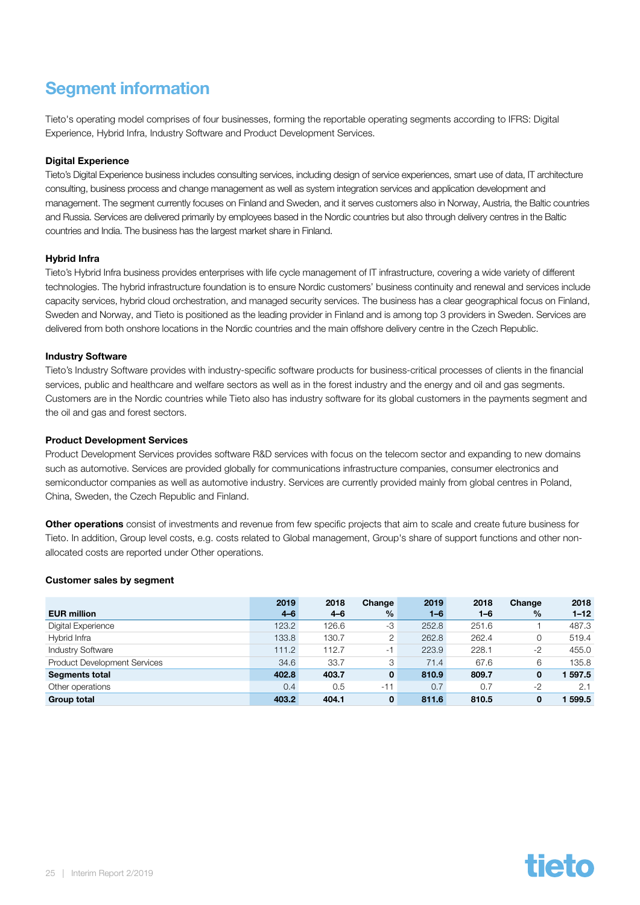# Segment information

Tieto's operating model comprises of four businesses, forming the reportable operating segments according to IFRS: Digital Experience, Hybrid Infra, Industry Software and Product Development Services.

**Digital Experience**

Tieto's Digital Experience business includes consulting services, including design of service experiences, smart use of data, IT architecture consulting, business process and change management as well as system integration services and application development and management. The segment currently focuses on Finland and Sweden, and it serves customers also in Norway, Austria, the Baltic countries and Russia. Services are delivered primarily by employees based in the Nordic countries but also through delivery centres in the Baltic countries and India. The business has the largest market share in Finland.

**Hybrid Infra**

Tieto's Hybrid Infra business provides enterprises with life cycle management of IT infrastructure, covering a wide variety of different technologies. The hybrid infrastructure foundation is to ensure Nordic customers' business continuity and renewal and services include capacity services, hybrid cloud orchestration, and managed security services. The business has a clear geographical focus on Finland, Sweden and Norway, and Tieto is positioned as the leading provider in Finland and is among top 3 providers in Sweden. Services are delivered from both onshore locations in the Nordic countries and the main offshore delivery centre in the Czech Republic.

**Industry Software**

Tieto's Industry Software provides with industry-specific software products for business-critical processes of clients in the financial services, public and healthcare and welfare sectors as well as in the forest industry and the energy and oil and gas segments. Customers are in the Nordic countries while Tieto also has industry software for its global customers in the payments segment and the oil and gas and forest sectors.

**Product Development Services**

Product Development Services provides software R&D services with focus on the telecom sector and expanding to new domains such as automotive. Services are provided globally for communications infrastructure companies, consumer electronics and semiconductor companies as well as automotive industry. Services are currently provided mainly from global centres in Poland, China, Sweden, the Czech Republic and Finland.

**Other operations** consist of investments and revenue from few specific projects that aim to scale and create future business for Tieto. In addition, Group level costs, e.g. costs related to Global management, Group's share of support functions and other non-allocated costs are reported under Other operations.

**Customer sales by segment**

| EUR million | 2019 4–6 | 2018 4–6 | Change % | 2019 1–6 | 2018 1–6 | Change % | 2018 1–12 |
|---|---|---|---|---|---|---|---|
| Digital Experience | 123.2 | 126.6 | -3 | 252.8 | 251.6 | 1 | 487.3 |
| Hybrid Infra | 133.8 | 130.7 | 2 | 262.8 | 262.4 | 0 | 519.4 |
| Industry Software | 111.2 | 112.7 | -1 | 223.9 | 228.1 | -2 | 455.0 |
| Product Development Services | 34.6 | 33.7 | 3 | 71.4 | 67.6 | 6 | 135.8 |
| **Segments total** | **402.8** | **403.7** | **0** | **810.9** | **809.7** | **0** | **1 597.5** |
| Other operations | 0.4 | 0.5 | -11 | 0.7 | 0.7 | -2 | 2.1 |
| **Group total** | **403.2** | **404.1** | **0** | **811.6** | **810.5** | **0** | **1 599.5** |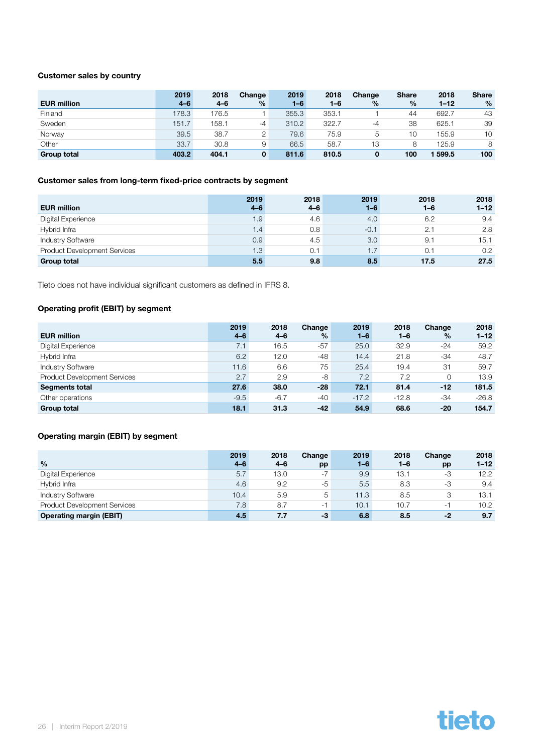### Customer sales by country

| EUR million | 2019 4–6 | 2018 4–6 | Change % | 2019 1–6 | 2018 1–6 | Change % | Share % | 2018 1–12 | Share % |
|---|---|---|---|---|---|---|---|---|---|
| Finland | 178.3 | 176.5 | 1 | 355.3 | 353.1 | 1 | 44 | 692.7 | 43 |
| Sweden | 151.7 | 158.1 | -4 | 310.2 | 322.7 | -4 | 38 | 625.1 | 39 |
| Norway | 39.5 | 38.7 | 2 | 79.6 | 75.9 | 5 | 10 | 155.9 | 10 |
| Other | 33.7 | 30.8 | 9 | 66.5 | 58.7 | 13 | 8 | 125.9 | 8 |
| **Group total** | **403.2** | **404.1** | **0** | **811.6** | **810.5** | **0** | **100** | **1 599.5** | **100** |

### Customer sales from long-term fixed-price contracts by segment

| EUR million | 2019 4–6 | 2018 4–6 | 2019 1–6 | 2018 1–6 | 2018 1–12 |
|---|---|---|---|---|---|
| Digital Experience | 1.9 | 4.6 | 4.0 | 6.2 | 9.4 |
| Hybrid Infra | 1.4 | 0.8 | -0.1 | 2.1 | 2.8 |
| Industry Software | 0.9 | 4.5 | 3.0 | 9.1 | 15.1 |
| Product Development Services | 1.3 | 0.1 | 1.7 | 0.1 | 0.2 |
| **Group total** | **5.5** | **9.8** | **8.5** | **17.5** | **27.5** |

Tieto does not have individual significant customers as defined in IFRS 8.

### Operating profit (EBIT) by segment

| EUR million | 2019 4–6 | 2018 4–6 | Change % | 2019 1–6 | 2018 1–6 | Change % | 2018 1–12 |
|---|---|---|---|---|---|---|---|
| Digital Experience | 7.1 | 16.5 | -57 | 25.0 | 32.9 | -24 | 59.2 |
| Hybrid Infra | 6.2 | 12.0 | -48 | 14.4 | 21.8 | -34 | 48.7 |
| Industry Software | 11.6 | 6.6 | 75 | 25.4 | 19.4 | 31 | 59.7 |
| Product Development Services | 2.7 | 2.9 | -8 | 7.2 | 7.2 | 0 | 13.9 |
| **Segments total** | **27.6** | **38.0** | **-28** | **72.1** | **81.4** | **-12** | **181.5** |
| Other operations | -9.5 | -6.7 | -40 | -17.2 | -12.8 | -34 | -26.8 |
| **Group total** | **18.1** | **31.3** | **-42** | **54.9** | **68.6** | **-20** | **154.7** |

### Operating margin (EBIT) by segment

| % | 2019 4–6 | 2018 4–6 | Change pp | 2019 1–6 | 2018 1–6 | Change pp | 2018 1–12 |
|---|---|---|---|---|---|---|---|
| Digital Experience | 5.7 | 13.0 | -7 | 9.9 | 13.1 | -3 | 12.2 |
| Hybrid Infra | 4.6 | 9.2 | -5 | 5.5 | 8.3 | -3 | 9.4 |
| Industry Software | 10.4 | 5.9 | 5 | 11.3 | 8.5 | 3 | 13.1 |
| Product Development Services | 7.8 | 8.7 | -1 | 10.1 | 10.7 | -1 | 10.2 |
| **Operating margin (EBIT)** | **4.5** | **7.7** | **-3** | **6.8** | **8.5** | **-2** | **9.7** |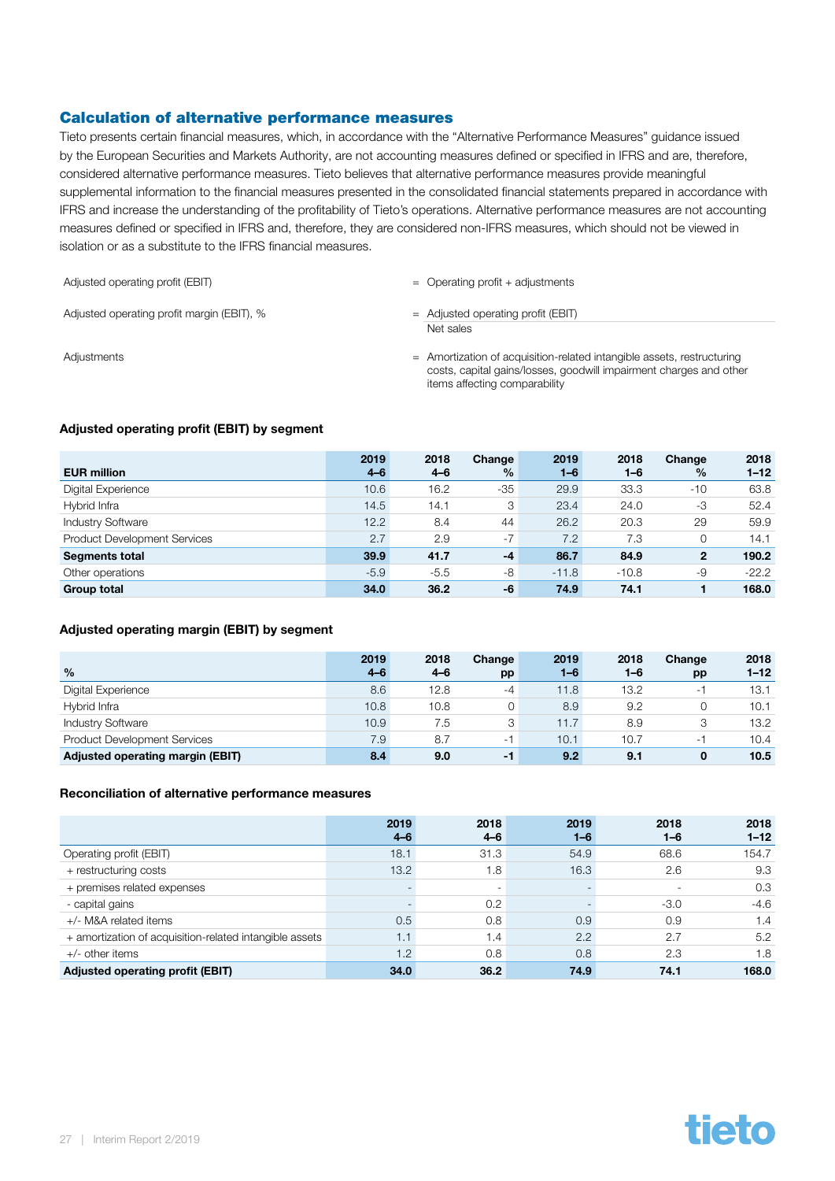## Calculation of alternative performance measures

Tieto presents certain financial measures, which, in accordance with the "Alternative Performance Measures" guidance issued by the European Securities and Markets Authority, are not accounting measures defined or specified in IFRS and are, therefore, considered alternative performance measures. Tieto believes that alternative performance measures provide meaningful supplemental information to the financial measures presented in the consolidated financial statements prepared in accordance with IFRS and increase the understanding of the profitability of Tieto's operations. Alternative performance measures are not accounting measures defined or specified in IFRS and, therefore, they are considered non-IFRS measures, which should not be viewed in isolation or as a substitute to the IFRS financial measures.

| | |
|---|---|
| Adjusted operating profit (EBIT) | = Operating profit + adjustments |
| Adjusted operating profit margin (EBIT), % | = Adjusted operating profit (EBIT) / Net sales |
| Adjustments | = Amortization of acquisition-related intangible assets, restructuring costs, capital gains/losses, goodwill impairment charges and other items affecting comparability |

### Adjusted operating profit (EBIT) by segment

| EUR million | 2019 4–6 | 2018 4–6 | Change % | 2019 1–6 | 2018 1–6 | Change % | 2018 1–12 |
|---|---|---|---|---|---|---|---|
| Digital Experience | 10.6 | 16.2 | -35 | 29.9 | 33.3 | -10 | 63.8 |
| Hybrid Infra | 14.5 | 14.1 | 3 | 23.4 | 24.0 | -3 | 52.4 |
| Industry Software | 12.2 | 8.4 | 44 | 26.2 | 20.3 | 29 | 59.9 |
| Product Development Services | 2.7 | 2.9 | -7 | 7.2 | 7.3 | 0 | 14.1 |
| **Segments total** | **39.9** | **41.7** | **-4** | **86.7** | **84.9** | **2** | **190.2** |
| Other operations | -5.9 | -5.5 | -8 | -11.8 | -10.8 | -9 | -22.2 |
| **Group total** | **34.0** | **36.2** | **-6** | **74.9** | **74.1** | **1** | **168.0** |

### Adjusted operating margin (EBIT) by segment

| % | 2019 4–6 | 2018 4–6 | Change pp | 2019 1–6 | 2018 1–6 | Change pp | 2018 1–12 |
|---|---|---|---|---|---|---|---|
| Digital Experience | 8.6 | 12.8 | -4 | 11.8 | 13.2 | -1 | 13.1 |
| Hybrid Infra | 10.8 | 10.8 | 0 | 8.9 | 9.2 | 0 | 10.1 |
| Industry Software | 10.9 | 7.5 | 3 | 11.7 | 8.9 | 3 | 13.2 |
| Product Development Services | 7.9 | 8.7 | -1 | 10.1 | 10.7 | -1 | 10.4 |
| **Adjusted operating margin (EBIT)** | **8.4** | **9.0** | **-1** | **9.2** | **9.1** | **0** | **10.5** |

### Reconciliation of alternative performance measures

| | 2019 4–6 | 2018 4–6 | 2019 1–6 | 2018 1–6 | 2018 1–12 |
|---|---|---|---|---|---|
| Operating profit (EBIT) | 18.1 | 31.3 | 54.9 | 68.6 | 154.7 |
| + restructuring costs | 13.2 | 1.8 | 16.3 | 2.6 | 9.3 |
| + premises related expenses | - | - | - | - | 0.3 |
| - capital gains | - | 0.2 | - | -3.0 | -4.6 |
| +/- M&A related items | 0.5 | 0.8 | 0.9 | 0.9 | 1.4 |
| + amortization of acquisition-related intangible assets | 1.1 | 1.4 | 2.2 | 2.7 | 5.2 |
| +/- other items | 1.2 | 0.8 | 0.8 | 2.3 | 1.8 |
| **Adjusted operating profit (EBIT)** | **34.0** | **36.2** | **74.9** | **74.1** | **168.0** |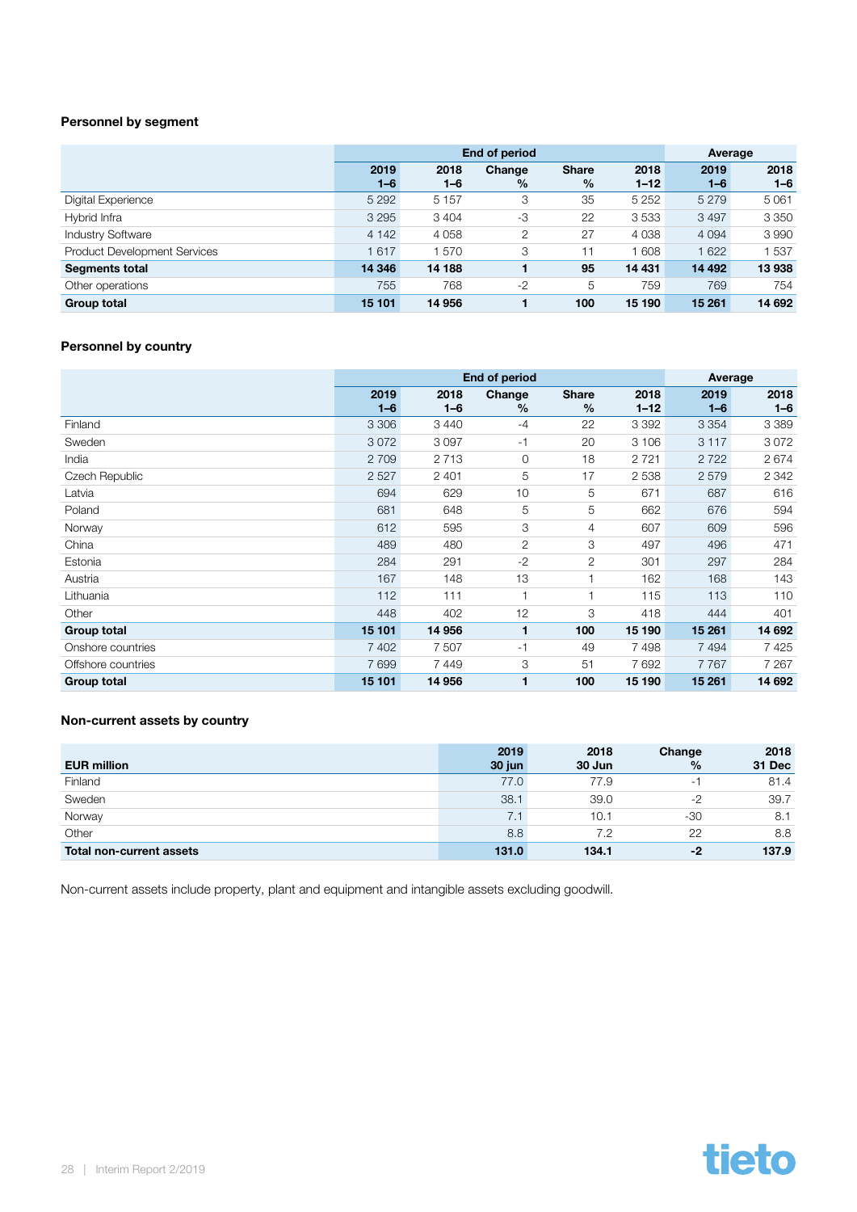### Personnel by segment

| | End of period | | | | | Average | |
|---|---|---|---|---|---|---|---|
| | 2019 1–6 | 2018 1–6 | Change % | Share % | 2018 1–12 | 2019 1–6 | 2018 1–6 |
| Digital Experience | 5 292 | 5 157 | 3 | 35 | 5 252 | 5 279 | 5 061 |
| Hybrid Infra | 3 295 | 3 404 | -3 | 22 | 3 533 | 3 497 | 3 350 |
| Industry Software | 4 142 | 4 058 | 2 | 27 | 4 038 | 4 094 | 3 990 |
| Product Development Services | 1 617 | 1 570 | 3 | 11 | 1 608 | 1 622 | 1 537 |
| **Segments total** | **14 346** | **14 188** | **1** | **95** | **14 431** | **14 492** | **13 938** |
| Other operations | 755 | 768 | -2 | 5 | 759 | 769 | 754 |
| **Group total** | **15 101** | **14 956** | **1** | **100** | **15 190** | **15 261** | **14 692** |

### Personnel by country

| | End of period | | | | | Average | |
|---|---|---|---|---|---|---|---|
| | 2019 1–6 | 2018 1–6 | Change % | Share % | 2018 1–12 | 2019 1–6 | 2018 1–6 |
| Finland | 3 306 | 3 440 | -4 | 22 | 3 392 | 3 354 | 3 389 |
| Sweden | 3 072 | 3 097 | -1 | 20 | 3 106 | 3 117 | 3 072 |
| India | 2 709 | 2 713 | 0 | 18 | 2 721 | 2 722 | 2 674 |
| Czech Republic | 2 527 | 2 401 | 5 | 17 | 2 538 | 2 579 | 2 342 |
| Latvia | 694 | 629 | 10 | 5 | 671 | 687 | 616 |
| Poland | 681 | 648 | 5 | 5 | 662 | 676 | 594 |
| Norway | 612 | 595 | 3 | 4 | 607 | 609 | 596 |
| China | 489 | 480 | 2 | 3 | 497 | 496 | 471 |
| Estonia | 284 | 291 | -2 | 2 | 301 | 297 | 284 |
| Austria | 167 | 148 | 13 | 1 | 162 | 168 | 143 |
| Lithuania | 112 | 111 | 1 | 1 | 115 | 113 | 110 |
| Other | 448 | 402 | 12 | 3 | 418 | 444 | 401 |
| **Group total** | **15 101** | **14 956** | **1** | **100** | **15 190** | **15 261** | **14 692** |
| Onshore countries | 7 402 | 7 507 | -1 | 49 | 7 498 | 7 494 | 7 425 |
| Offshore countries | 7 699 | 7 449 | 3 | 51 | 7 692 | 7 767 | 7 267 |
| **Group total** | **15 101** | **14 956** | **1** | **100** | **15 190** | **15 261** | **14 692** |

### Non-current assets by country

| EUR million | 2019 30 jun | 2018 30 Jun | Change % | 2018 31 Dec |
|---|---|---|---|---|
| Finland | 77.0 | 77.9 | -1 | 81.4 |
| Sweden | 38.1 | 39.0 | -2 | 39.7 |
| Norway | 7.1 | 10.1 | -30 | 8.1 |
| Other | 8.8 | 7.2 | 22 | 8.8 |
| **Total non-current assets** | **131.0** | **134.1** | **-2** | **137.9** |

Non-current assets include property, plant and equipment and intangible assets excluding goodwill.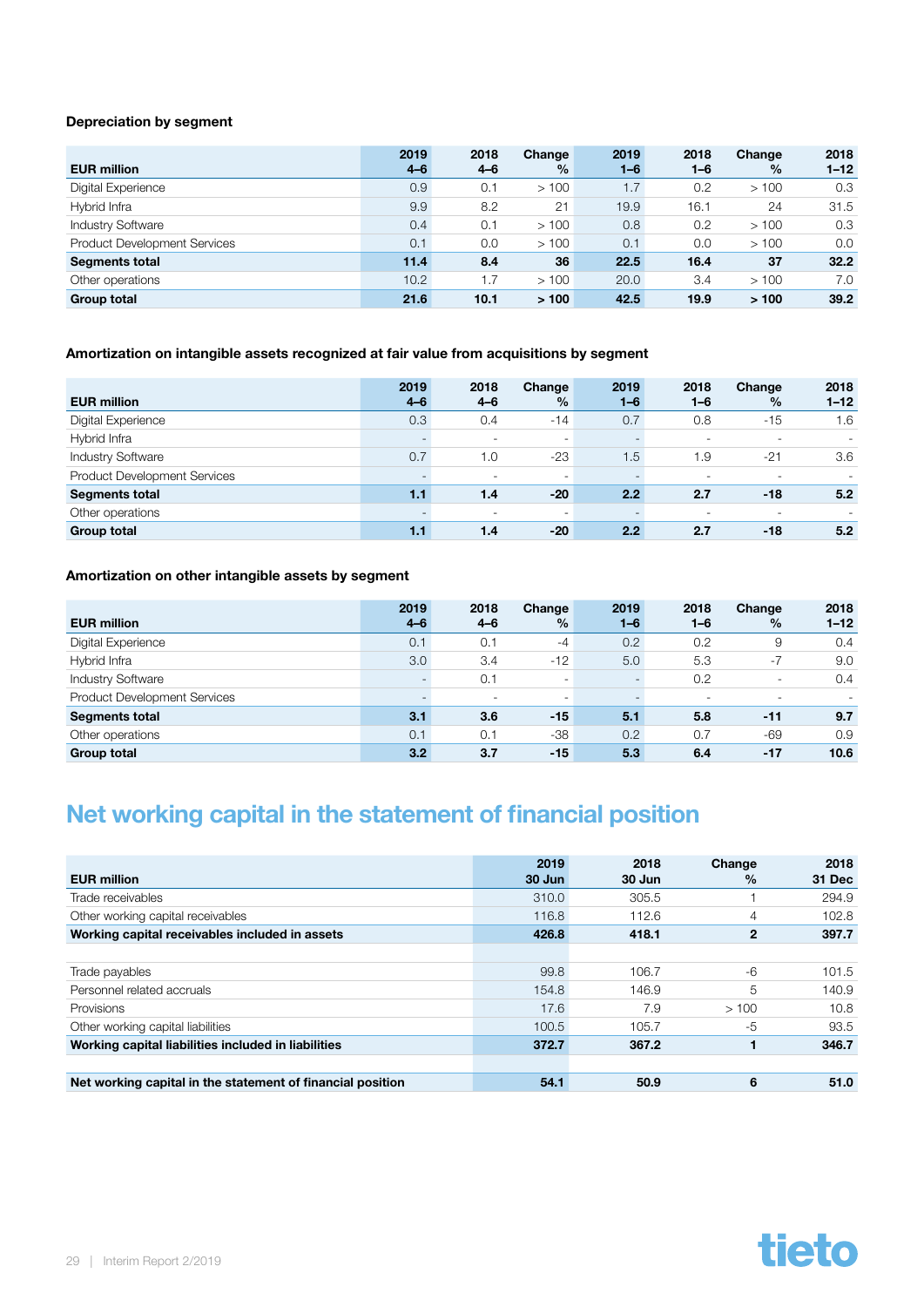### Depreciation by segment

| EUR million | 2019 4–6 | 2018 4–6 | Change % | 2019 1–6 | 2018 1–6 | Change % | 2018 1–12 |
|---|---|---|---|---|---|---|---|
| Digital Experience | 0.9 | 0.1 | > 100 | 1.7 | 0.2 | > 100 | 0.3 |
| Hybrid Infra | 9.9 | 8.2 | 21 | 19.9 | 16.1 | 24 | 31.5 |
| Industry Software | 0.4 | 0.1 | > 100 | 0.8 | 0.2 | > 100 | 0.3 |
| Product Development Services | 0.1 | 0.0 | > 100 | 0.1 | 0.0 | > 100 | 0.0 |
| **Segments total** | **11.4** | **8.4** | **36** | **22.5** | **16.4** | **37** | **32.2** |
| Other operations | 10.2 | 1.7 | > 100 | 20.0 | 3.4 | > 100 | 7.0 |
| **Group total** | **21.6** | **10.1** | **> 100** | **42.5** | **19.9** | **> 100** | **39.2** |

### Amortization on intangible assets recognized at fair value from acquisitions by segment

| EUR million | 2019 4–6 | 2018 4–6 | Change % | 2019 1–6 | 2018 1–6 | Change % | 2018 1–12 |
|---|---|---|---|---|---|---|---|
| Digital Experience | 0.3 | 0.4 | -14 | 0.7 | 0.8 | -15 | 1.6 |
| Hybrid Infra | - | - | - | - | - | - | - |
| Industry Software | 0.7 | 1.0 | -23 | 1.5 | 1.9 | -21 | 3.6 |
| Product Development Services | - | - | - | - | - | - | - |
| **Segments total** | **1.1** | **1.4** | **-20** | **2.2** | **2.7** | **-18** | **5.2** |
| Other operations | - | - | - | - | - | - | - |
| **Group total** | **1.1** | **1.4** | **-20** | **2.2** | **2.7** | **-18** | **5.2** |

### Amortization on other intangible assets by segment

| EUR million | 2019 4–6 | 2018 4–6 | Change % | 2019 1–6 | 2018 1–6 | Change % | 2018 1–12 |
|---|---|---|---|---|---|---|---|
| Digital Experience | 0.1 | 0.1 | -4 | 0.2 | 0.2 | 9 | 0.4 |
| Hybrid Infra | 3.0 | 3.4 | -12 | 5.0 | 5.3 | -7 | 9.0 |
| Industry Software | - | 0.1 | - | - | 0.2 | - | 0.4 |
| Product Development Services | - | - | - | - | - | - | - |
| **Segments total** | **3.1** | **3.6** | **-15** | **5.1** | **5.8** | **-11** | **9.7** |
| Other operations | 0.1 | 0.1 | -38 | 0.2 | 0.7 | -69 | 0.9 |
| **Group total** | **3.2** | **3.7** | **-15** | **5.3** | **6.4** | **-17** | **10.6** |

## Net working capital in the statement of financial position

| EUR million | 2019 30 Jun | 2018 30 Jun | Change % | 2018 31 Dec |
|---|---|---|---|---|
| Trade receivables | 310.0 | 305.5 | 1 | 294.9 |
| Other working capital receivables | 116.8 | 112.6 | 4 | 102.8 |
| **Working capital receivables included in assets** | **426.8** | **418.1** | **2** | **397.7** |
| | | | | |
| Trade payables | 99.8 | 106.7 | -6 | 101.5 |
| Personnel related accruals | 154.8 | 146.9 | 5 | 140.9 |
| Provisions | 17.6 | 7.9 | > 100 | 10.8 |
| Other working capital liabilities | 100.5 | 105.7 | -5 | 93.5 |
| **Working capital liabilities included in liabilities** | **372.7** | **367.2** | **1** | **346.7** |
| | | | | |
| **Net working capital in the statement of financial position** | **54.1** | **50.9** | **6** | **51.0** |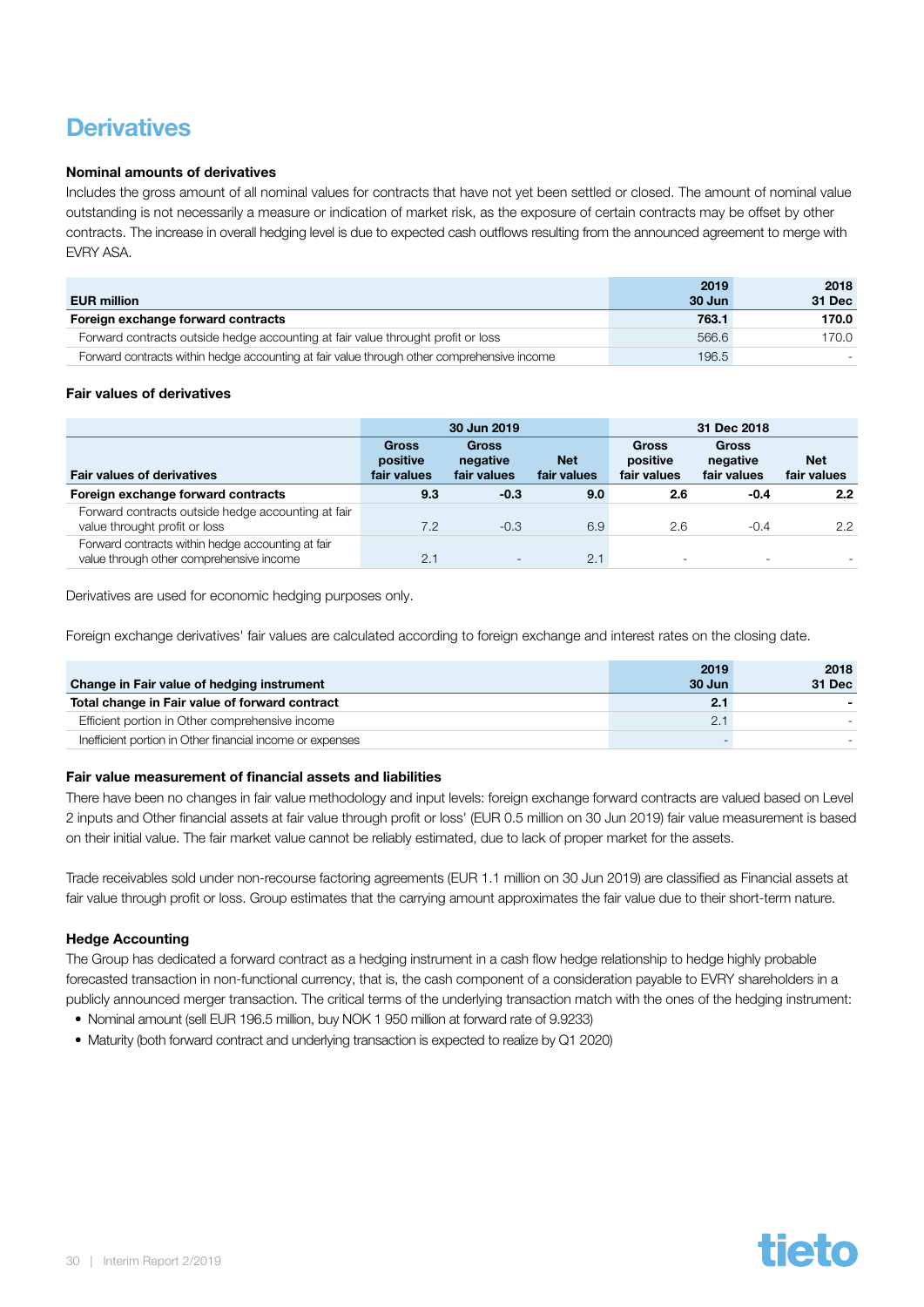## Derivatives

**Nominal amounts of derivatives**

Includes the gross amount of all nominal values for contracts that have not yet been settled or closed. The amount of nominal value outstanding is not necessarily a measure or indication of market risk, as the exposure of certain contracts may be offset by other contracts. The increase in overall hedging level is due to expected cash outflows resulting from the announced agreement to merge with EVRY ASA.

| EUR million | 2019 30 Jun | 2018 31 Dec |
|---|---|---|
| **Foreign exchange forward contracts** | **763.1** | **170.0** |
| Forward contracts outside hedge accounting at fair value throught profit or loss | 566.6 | 170.0 |
| Forward contracts within hedge accounting at fair value through other comprehensive income | 196.5 | - |

**Fair values of derivatives**

| Fair values of derivatives | 30 Jun 2019 | | | 31 Dec 2018 | | |
|---|---|---|---|---|---|---|
| | Gross positive fair values | Gross negative fair values | Net fair values | Gross positive fair values | Gross negative fair values | Net fair values |
| **Foreign exchange forward contracts** | **9.3** | **-0.3** | **9.0** | **2.6** | **-0.4** | **2.2** |
| Forward contracts outside hedge accounting at fair value throught profit or loss | 7.2 | -0.3 | 6.9 | 2.6 | -0.4 | 2.2 |
| Forward contracts within hedge accounting at fair value through other comprehensive income | 2.1 | - | 2.1 | - | - | - |

Derivatives are used for economic hedging purposes only.

Foreign exchange derivatives' fair values are calculated according to foreign exchange and interest rates on the closing date.

| Change in Fair value of hedging instrument | 2019 30 Jun | 2018 31 Dec |
|---|---|---|
| **Total change in Fair value of forward contract** | **2.1** | **-** |
| Efficient portion in Other comprehensive income | 2.1 | - |
| Inefficient portion in Other financial income or expenses | - | - |

**Fair value measurement of financial assets and liabilities**

There have been no changes in fair value methodology and input levels: foreign exchange forward contracts are valued based on Level 2 inputs and Other financial assets at fair value through profit or loss' (EUR 0.5 million on 30 Jun 2019) fair value measurement is based on their initial value. The fair market value cannot be reliably estimated, due to lack of proper market for the assets.

Trade receivables sold under non-recourse factoring agreements (EUR 1.1 million on 30 Jun 2019) are classified as Financial assets at fair value through profit or loss. Group estimates that the carrying amount approximates the fair value due to their short-term nature.

**Hedge Accounting**

The Group has dedicated a forward contract as a hedging instrument in a cash flow hedge relationship to hedge highly probable forecasted transaction in non-functional currency, that is, the cash component of a consideration payable to EVRY shareholders in a publicly announced merger transaction. The critical terms of the underlying transaction match with the ones of the hedging instrument:

- Nominal amount (sell EUR 196.5 million, buy NOK 1 950 million at forward rate of 9.9233)
- Maturity (both forward contract and underlying transaction is expected to realize by Q1 2020)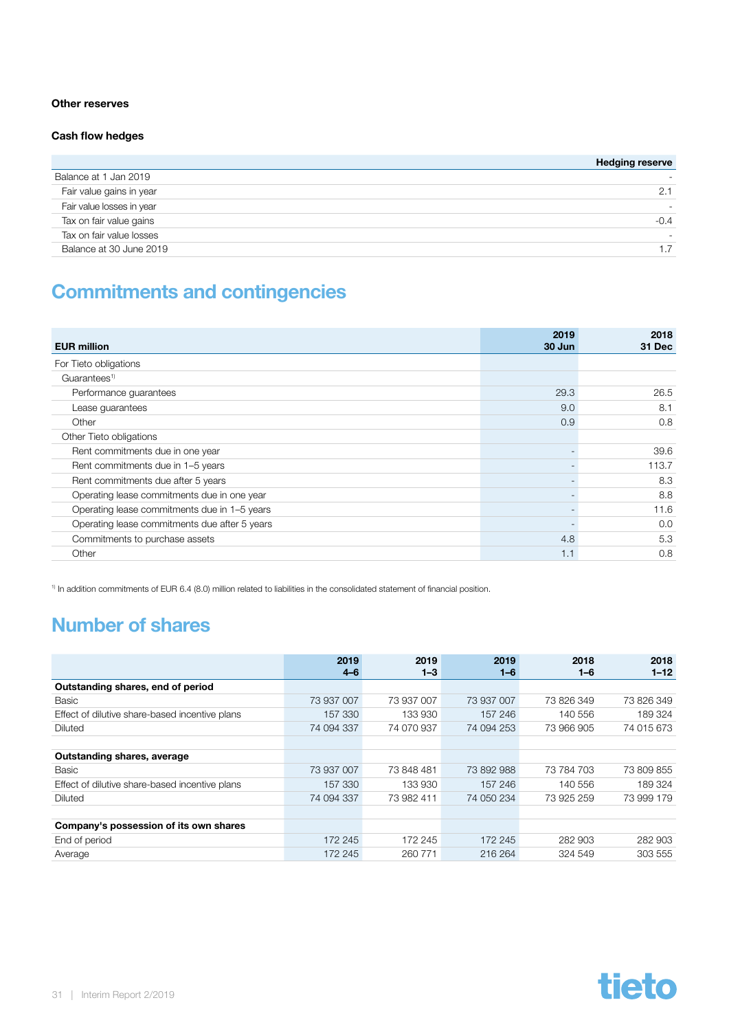### Other reserves

### Cash flow hedges

| | Hedging reserve |
|---|---|
| Balance at 1 Jan 2019 | - |
| Fair value gains in year | 2.1 |
| Fair value losses in year | - |
| Tax on fair value gains | -0.4 |
| Tax on fair value losses | - |
| Balance at 30 June 2019 | 1.7 |

## Commitments and contingencies

| EUR million | 2019 30 Jun | 2018 31 Dec |
|---|---|---|
| For Tieto obligations | | |
| Guarantees[1] | | |
| Performance guarantees | 29.3 | 26.5 |
| Lease guarantees | 9.0 | 8.1 |
| Other | 0.9 | 0.8 |
| Other Tieto obligations | | |
| Rent commitments due in one year | - | 39.6 |
| Rent commitments due in 1–5 years | - | 113.7 |
| Rent commitments due after 5 years | - | 8.3 |
| Operating lease commitments due in one year | - | 8.8 |
| Operating lease commitments due in 1–5 years | - | 11.6 |
| Operating lease commitments due after 5 years | - | 0.0 |
| Commitments to purchase assets | 4.8 | 5.3 |
| Other | 1.1 | 0.8 |

[1] In addition commitments of EUR 6.4 (8.0) million related to liabilities in the consolidated statement of financial position.

## Number of shares

| | 2019 4–6 | 2019 1–3 | 2019 1–6 | 2018 1–6 | 2018 1–12 |
|---|---|---|---|---|---|
| **Outstanding shares, end of period** | | | | | |
| Basic | 73 937 007 | 73 937 007 | 73 937 007 | 73 826 349 | 73 826 349 |
| Effect of dilutive share-based incentive plans | 157 330 | 133 930 | 157 246 | 140 556 | 189 324 |
| Diluted | 74 094 337 | 74 070 937 | 74 094 253 | 73 966 905 | 74 015 673 |
| | | | | | |
| **Outstanding shares, average** | | | | | |
| Basic | 73 937 007 | 73 848 481 | 73 892 988 | 73 784 703 | 73 809 855 |
| Effect of dilutive share-based incentive plans | 157 330 | 133 930 | 157 246 | 140 556 | 189 324 |
| Diluted | 74 094 337 | 73 982 411 | 74 050 234 | 73 925 259 | 73 999 179 |
| | | | | | |
| **Company's possession of its own shares** | | | | | |
| End of period | 172 245 | 172 245 | 172 245 | 282 903 | 282 903 |
| Average | 172 245 | 260 771 | 216 264 | 324 549 | 303 555 |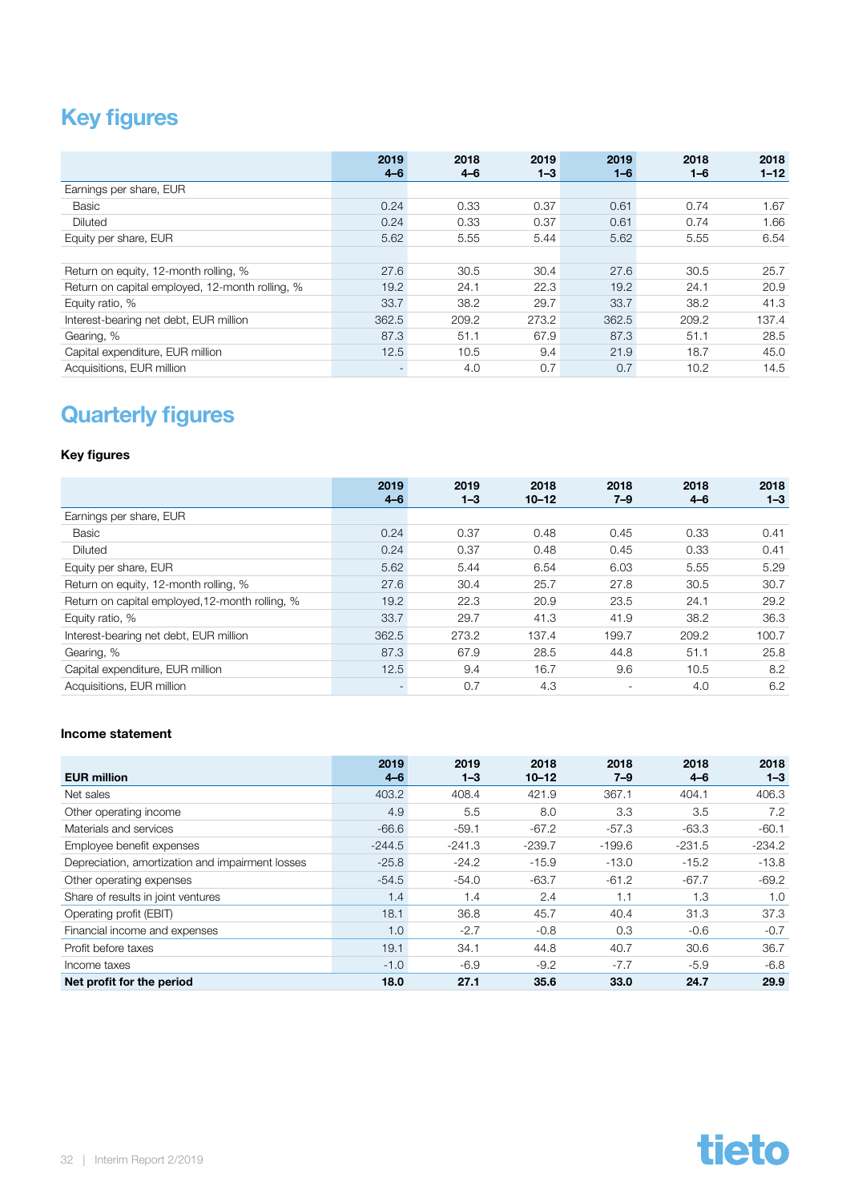# Key figures

| | 2019 4–6 | 2018 4–6 | 2019 1–3 | 2019 1–6 | 2018 1–6 | 2018 1–12 |
|---|---|---|---|---|---|---|
| Earnings per share, EUR | | | | | | |
| Basic | 0.24 | 0.33 | 0.37 | 0.61 | 0.74 | 1.67 |
| Diluted | 0.24 | 0.33 | 0.37 | 0.61 | 0.74 | 1.66 |
| Equity per share, EUR | 5.62 | 5.55 | 5.44 | 5.62 | 5.55 | 6.54 |
| | | | | | | |
| Return on equity, 12-month rolling, % | 27.6 | 30.5 | 30.4 | 27.6 | 30.5 | 25.7 |
| Return on capital employed, 12-month rolling, % | 19.2 | 24.1 | 22.3 | 19.2 | 24.1 | 20.9 |
| Equity ratio, % | 33.7 | 38.2 | 29.7 | 33.7 | 38.2 | 41.3 |
| Interest-bearing net debt, EUR million | 362.5 | 209.2 | 273.2 | 362.5 | 209.2 | 137.4 |
| Gearing, % | 87.3 | 51.1 | 67.9 | 87.3 | 51.1 | 28.5 |
| Capital expenditure, EUR million | 12.5 | 10.5 | 9.4 | 21.9 | 18.7 | 45.0 |
| Acquisitions, EUR million | - | 4.0 | 0.7 | 0.7 | 10.2 | 14.5 |

# Quarterly figures

### Key figures

| | 2019 4–6 | 2019 1–3 | 2018 10–12 | 2018 7–9 | 2018 4–6 | 2018 1–3 |
|---|---|---|---|---|---|---|
| Earnings per share, EUR | | | | | | |
| Basic | 0.24 | 0.37 | 0.48 | 0.45 | 0.33 | 0.41 |
| Diluted | 0.24 | 0.37 | 0.48 | 0.45 | 0.33 | 0.41 |
| Equity per share, EUR | 5.62 | 5.44 | 6.54 | 6.03 | 5.55 | 5.29 |
| Return on equity, 12-month rolling, % | 27.6 | 30.4 | 25.7 | 27.8 | 30.5 | 30.7 |
| Return on capital employed,12-month rolling, % | 19.2 | 22.3 | 20.9 | 23.5 | 24.1 | 29.2 |
| Equity ratio, % | 33.7 | 29.7 | 41.3 | 41.9 | 38.2 | 36.3 |
| Interest-bearing net debt, EUR million | 362.5 | 273.2 | 137.4 | 199.7 | 209.2 | 100.7 |
| Gearing, % | 87.3 | 67.9 | 28.5 | 44.8 | 51.1 | 25.8 |
| Capital expenditure, EUR million | 12.5 | 9.4 | 16.7 | 9.6 | 10.5 | 8.2 |
| Acquisitions, EUR million | - | 0.7 | 4.3 | - | 4.0 | 6.2 |

### Income statement

| EUR million | 2019 4–6 | 2019 1–3 | 2018 10–12 | 2018 7–9 | 2018 4–6 | 2018 1–3 |
|---|---|---|---|---|---|---|
| Net sales | 403.2 | 408.4 | 421.9 | 367.1 | 404.1 | 406.3 |
| Other operating income | 4.9 | 5.5 | 8.0 | 3.3 | 3.5 | 7.2 |
| Materials and services | -66.6 | -59.1 | -67.2 | -57.3 | -63.3 | -60.1 |
| Employee benefit expenses | -244.5 | -241.3 | -239.7 | -199.6 | -231.5 | -234.2 |
| Depreciation, amortization and impairment losses | -25.8 | -24.2 | -15.9 | -13.0 | -15.2 | -13.8 |
| Other operating expenses | -54.5 | -54.0 | -63.7 | -61.2 | -67.7 | -69.2 |
| Share of results in joint ventures | 1.4 | 1.4 | 2.4 | 1.1 | 1.3 | 1.0 |
| Operating profit (EBIT) | 18.1 | 36.8 | 45.7 | 40.4 | 31.3 | 37.3 |
| Financial income and expenses | 1.0 | -2.7 | -0.8 | 0.3 | -0.6 | -0.7 |
| Profit before taxes | 19.1 | 34.1 | 44.8 | 40.7 | 30.6 | 36.7 |
| Income taxes | -1.0 | -6.9 | -9.2 | -7.7 | -5.9 | -6.8 |
| **Net profit for the period** | **18.0** | **27.1** | **35.6** | **33.0** | **24.7** | **29.9** |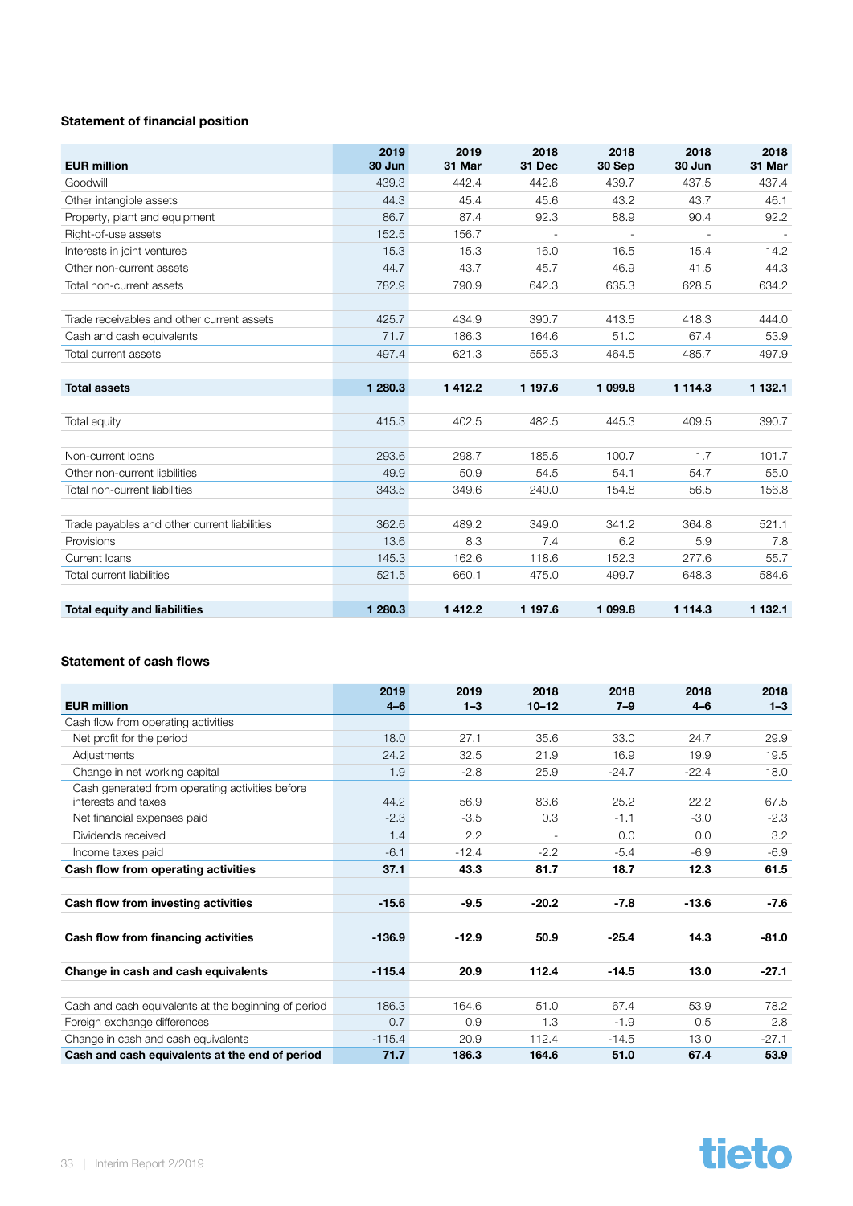### Statement of financial position

| EUR million | 2019 30 Jun | 2019 31 Mar | 2018 31 Dec | 2018 30 Sep | 2018 30 Jun | 2018 31 Mar |
|---|---|---|---|---|---|---|
| Goodwill | 439.3 | 442.4 | 442.6 | 439.7 | 437.5 | 437.4 |
| Other intangible assets | 44.3 | 45.4 | 45.6 | 43.2 | 43.7 | 46.1 |
| Property, plant and equipment | 86.7 | 87.4 | 92.3 | 88.9 | 90.4 | 92.2 |
| Right-of-use assets | 152.5 | 156.7 | - | - | - | - |
| Interests in joint ventures | 15.3 | 15.3 | 16.0 | 16.5 | 15.4 | 14.2 |
| Other non-current assets | 44.7 | 43.7 | 45.7 | 46.9 | 41.5 | 44.3 |
| Total non-current assets | 782.9 | 790.9 | 642.3 | 635.3 | 628.5 | 634.2 |
| | | | | | | |
| Trade receivables and other current assets | 425.7 | 434.9 | 390.7 | 413.5 | 418.3 | 444.0 |
| Cash and cash equivalents | 71.7 | 186.3 | 164.6 | 51.0 | 67.4 | 53.9 |
| Total current assets | 497.4 | 621.3 | 555.3 | 464.5 | 485.7 | 497.9 |
| | | | | | | |
| **Total assets** | **1 280.3** | **1 412.2** | **1 197.6** | **1 099.8** | **1 114.3** | **1 132.1** |
| | | | | | | |
| Total equity | 415.3 | 402.5 | 482.5 | 445.3 | 409.5 | 390.7 |
| | | | | | | |
| Non-current loans | 293.6 | 298.7 | 185.5 | 100.7 | 1.7 | 101.7 |
| Other non-current liabilities | 49.9 | 50.9 | 54.5 | 54.1 | 54.7 | 55.0 |
| Total non-current liabilities | 343.5 | 349.6 | 240.0 | 154.8 | 56.5 | 156.8 |
| | | | | | | |
| Trade payables and other current liabilities | 362.6 | 489.2 | 349.0 | 341.2 | 364.8 | 521.1 |
| Provisions | 13.6 | 8.3 | 7.4 | 6.2 | 5.9 | 7.8 |
| Current loans | 145.3 | 162.6 | 118.6 | 152.3 | 277.6 | 55.7 |
| Total current liabilities | 521.5 | 660.1 | 475.0 | 499.7 | 648.3 | 584.6 |
| | | | | | | |
| **Total equity and liabilities** | **1 280.3** | **1 412.2** | **1 197.6** | **1 099.8** | **1 114.3** | **1 132.1** |

### Statement of cash flows

| EUR million | 2019 4–6 | 2019 1–3 | 2018 10–12 | 2018 7–9 | 2018 4–6 | 2018 1–3 |
|---|---|---|---|---|---|---|
| Cash flow from operating activities | | | | | | |
| Net profit for the period | 18.0 | 27.1 | 35.6 | 33.0 | 24.7 | 29.9 |
| Adjustments | 24.2 | 32.5 | 21.9 | 16.9 | 19.9 | 19.5 |
| Change in net working capital | 1.9 | -2.8 | 25.9 | -24.7 | -22.4 | 18.0 |
| Cash generated from operating activities before interests and taxes | 44.2 | 56.9 | 83.6 | 25.2 | 22.2 | 67.5 |
| Net financial expenses paid | -2.3 | -3.5 | 0.3 | -1.1 | -3.0 | -2.3 |
| Dividends received | 1.4 | 2.2 | - | 0.0 | 0.0 | 3.2 |
| Income taxes paid | -6.1 | -12.4 | -2.2 | -5.4 | -6.9 | -6.9 |
| **Cash flow from operating activities** | **37.1** | **43.3** | **81.7** | **18.7** | **12.3** | **61.5** |
| | | | | | | |
| **Cash flow from investing activities** | **-15.6** | **-9.5** | **-20.2** | **-7.8** | **-13.6** | **-7.6** |
| | | | | | | |
| **Cash flow from financing activities** | **-136.9** | **-12.9** | **50.9** | **-25.4** | **14.3** | **-81.0** |
| | | | | | | |
| **Change in cash and cash equivalents** | **-115.4** | **20.9** | **112.4** | **-14.5** | **13.0** | **-27.1** |
| | | | | | | |
| Cash and cash equivalents at the beginning of period | 186.3 | 164.6 | 51.0 | 67.4 | 53.9 | 78.2 |
| Foreign exchange differences | 0.7 | 0.9 | 1.3 | -1.9 | 0.5 | 2.8 |
| Change in cash and cash equivalents | -115.4 | 20.9 | 112.4 | -14.5 | 13.0 | -27.1 |
| **Cash and cash equivalents at the end of period** | **71.7** | **186.3** | **164.6** | **51.0** | **67.4** | **53.9** |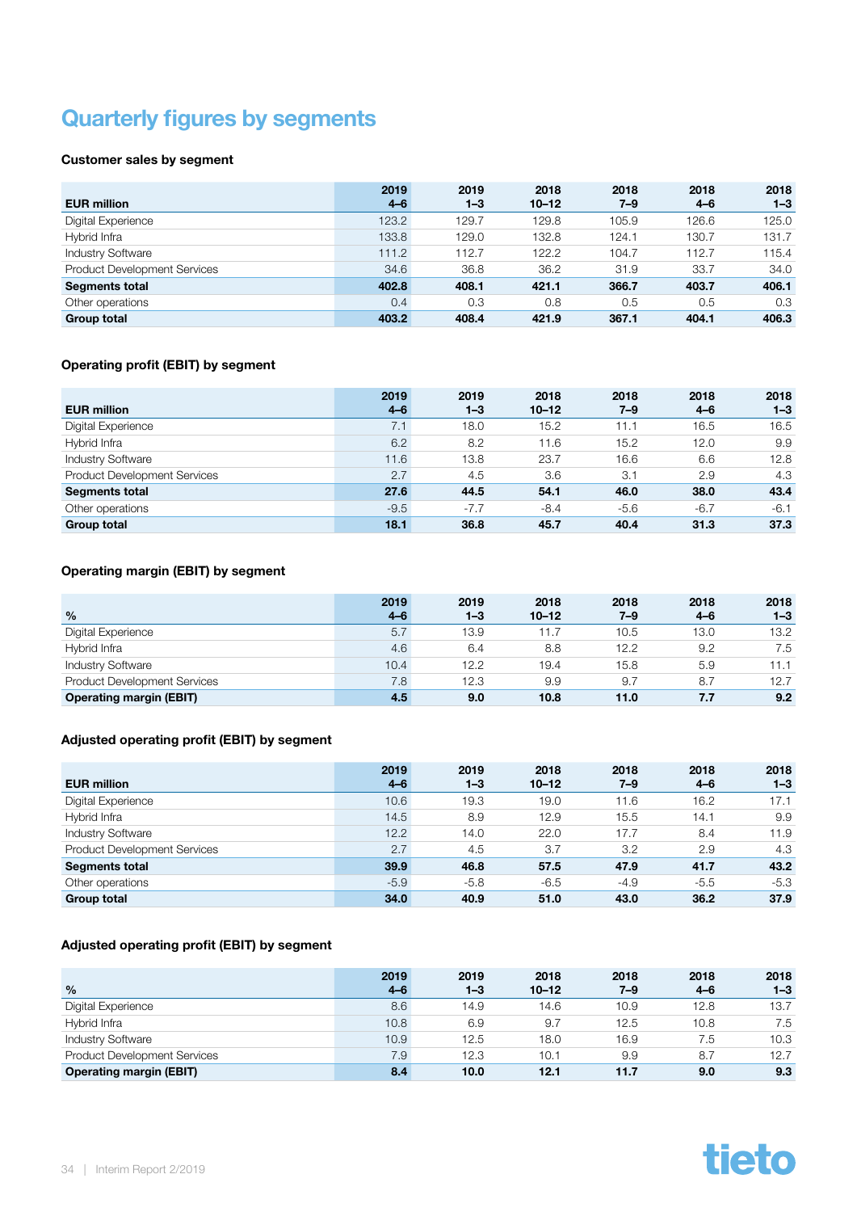# Quarterly figures by segments

### Customer sales by segment

| EUR million | 2019 4–6 | 2019 1–3 | 2018 10–12 | 2018 7–9 | 2018 4–6 | 2018 1–3 |
|---|---|---|---|---|---|---|
| Digital Experience | 123.2 | 129.7 | 129.8 | 105.9 | 126.6 | 125.0 |
| Hybrid Infra | 133.8 | 129.0 | 132.8 | 124.1 | 130.7 | 131.7 |
| Industry Software | 111.2 | 112.7 | 122.2 | 104.7 | 112.7 | 115.4 |
| Product Development Services | 34.6 | 36.8 | 36.2 | 31.9 | 33.7 | 34.0 |
| **Segments total** | **402.8** | **408.1** | **421.1** | **366.7** | **403.7** | **406.1** |
| Other operations | 0.4 | 0.3 | 0.8 | 0.5 | 0.5 | 0.3 |
| **Group total** | **403.2** | **408.4** | **421.9** | **367.1** | **404.1** | **406.3** |

### Operating profit (EBIT) by segment

| EUR million | 2019 4–6 | 2019 1–3 | 2018 10–12 | 2018 7–9 | 2018 4–6 | 2018 1–3 |
|---|---|---|---|---|---|---|
| Digital Experience | 7.1 | 18.0 | 15.2 | 11.1 | 16.5 | 16.5 |
| Hybrid Infra | 6.2 | 8.2 | 11.6 | 15.2 | 12.0 | 9.9 |
| Industry Software | 11.6 | 13.8 | 23.7 | 16.6 | 6.6 | 12.8 |
| Product Development Services | 2.7 | 4.5 | 3.6 | 3.1 | 2.9 | 4.3 |
| **Segments total** | **27.6** | **44.5** | **54.1** | **46.0** | **38.0** | **43.4** |
| Other operations | -9.5 | -7.7 | -8.4 | -5.6 | -6.7 | -6.1 |
| **Group total** | **18.1** | **36.8** | **45.7** | **40.4** | **31.3** | **37.3** |

### Operating margin (EBIT) by segment

| % | 2019 4–6 | 2019 1–3 | 2018 10–12 | 2018 7–9 | 2018 4–6 | 2018 1–3 |
|---|---|---|---|---|---|---|
| Digital Experience | 5.7 | 13.9 | 11.7 | 10.5 | 13.0 | 13.2 |
| Hybrid Infra | 4.6 | 6.4 | 8.8 | 12.2 | 9.2 | 7.5 |
| Industry Software | 10.4 | 12.2 | 19.4 | 15.8 | 5.9 | 11.1 |
| Product Development Services | 7.8 | 12.3 | 9.9 | 9.7 | 8.7 | 12.7 |
| **Operating margin (EBIT)** | **4.5** | **9.0** | **10.8** | **11.0** | **7.7** | **9.2** |

### Adjusted operating profit (EBIT) by segment

| EUR million | 2019 4–6 | 2019 1–3 | 2018 10–12 | 2018 7–9 | 2018 4–6 | 2018 1–3 |
|---|---|---|---|---|---|---|
| Digital Experience | 10.6 | 19.3 | 19.0 | 11.6 | 16.2 | 17.1 |
| Hybrid Infra | 14.5 | 8.9 | 12.9 | 15.5 | 14.1 | 9.9 |
| Industry Software | 12.2 | 14.0 | 22.0 | 17.7 | 8.4 | 11.9 |
| Product Development Services | 2.7 | 4.5 | 3.7 | 3.2 | 2.9 | 4.3 |
| **Segments total** | **39.9** | **46.8** | **57.5** | **47.9** | **41.7** | **43.2** |
| Other operations | -5.9 | -5.8 | -6.5 | -4.9 | -5.5 | -5.3 |
| **Group total** | **34.0** | **40.9** | **51.0** | **43.0** | **36.2** | **37.9** |

### Adjusted operating profit (EBIT) by segment

| % | 2019 4–6 | 2019 1–3 | 2018 10–12 | 2018 7–9 | 2018 4–6 | 2018 1–3 |
|---|---|---|---|---|---|---|
| Digital Experience | 8.6 | 14.9 | 14.6 | 10.9 | 12.8 | 13.7 |
| Hybrid Infra | 10.8 | 6.9 | 9.7 | 12.5 | 10.8 | 7.5 |
| Industry Software | 10.9 | 12.5 | 18.0 | 16.9 | 7.5 | 10.3 |
| Product Development Services | 7.9 | 12.3 | 10.1 | 9.9 | 8.7 | 12.7 |
| **Operating margin (EBIT)** | **8.4** | **10.0** | **12.1** | **11.7** | **9.0** | **9.3** |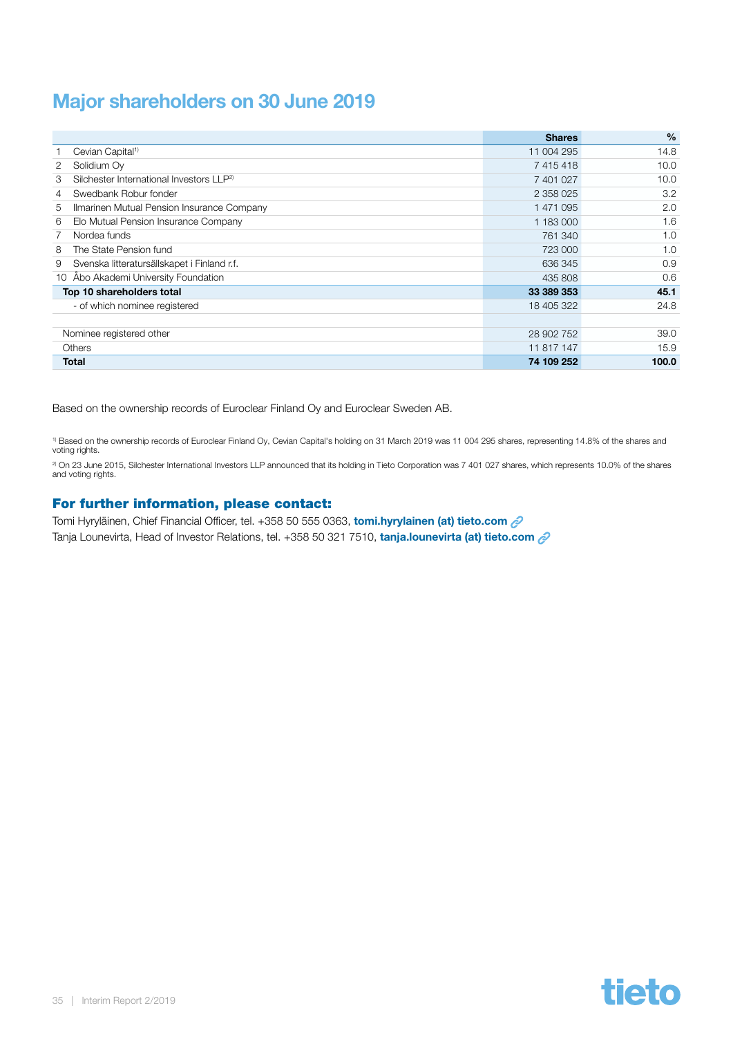## Major shareholders on 30 June 2019

| | | Shares | % |
|---|---|---|---|
| 1 | Cevian Capital[1] | 11 004 295 | 14.8 |
| 2 | Solidium Oy | 7 415 418 | 10.0 |
| 3 | Silchester International Investors LLP[2] | 7 401 027 | 10.0 |
| 4 | Swedbank Robur fonder | 2 358 025 | 3.2 |
| 5 | Ilmarinen Mutual Pension Insurance Company | 1 471 095 | 2.0 |
| 6 | Elo Mutual Pension Insurance Company | 1 183 000 | 1.6 |
| 7 | Nordea funds | 761 340 | 1.0 |
| 8 | The State Pension fund | 723 000 | 1.0 |
| 9 | Svenska litteratursällskapet i Finland r.f. | 636 345 | 0.9 |
| 10 | Åbo Akademi University Foundation | 435 808 | 0.6 |
| **Top 10 shareholders total** | | **33 389 353** | **45.1** |
| | - of which nominee registered | 18 405 322 | 24.8 |
| | | | |
| Nominee registered other | | 28 902 752 | 39.0 |
| Others | | 11 817 147 | 15.9 |
| **Total** | | **74 109 252** | **100.0** |

Based on the ownership records of Euroclear Finland Oy and Euroclear Sweden AB.

[1] Based on the ownership records of Euroclear Finland Oy, Cevian Capital's holding on 31 March 2019 was 11 004 295 shares, representing 14.8% of the shares and voting rights.

[2] On 23 June 2015, Silchester International Investors LLP announced that its holding in Tieto Corporation was 7 401 027 shares, which represents 10.0% of the shares and voting rights.

### For further information, please contact:

Tomi Hyryläinen, Chief Financial Officer, tel. +358 50 555 0363, **tomi.hyrylainen (at) tieto.com**
Tanja Lounevirta, Head of Investor Relations, tel. +358 50 321 7510, **tanja.lounevirta (at) tieto.com**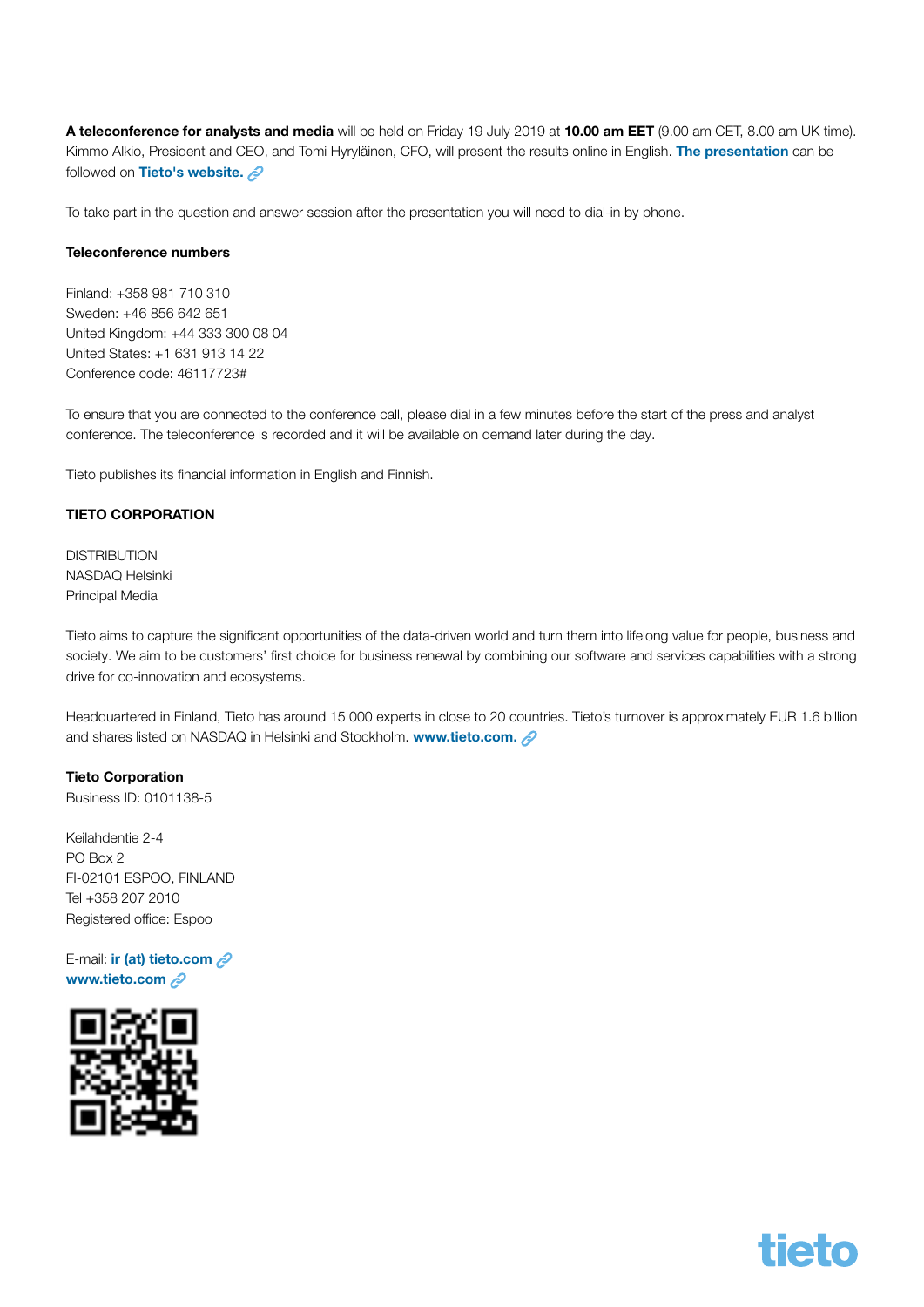**A teleconference for analysts and media** will be held on Friday 19 July 2019 at **10.00 am EET** (9.00 am CET, 8.00 am UK time). Kimmo Alkio, President and CEO, and Tomi Hyryläinen, CFO, will present the results online in English. **The presentation** can be followed on **Tieto's website.**

To take part in the question and answer session after the presentation you will need to dial-in by phone.

**Teleconference numbers**

Finland: +358 981 710 310
Sweden: +46 856 642 651
United Kingdom: +44 333 300 08 04
United States: +1 631 913 14 22
Conference code: 46117723#

To ensure that you are connected to the conference call, please dial in a few minutes before the start of the press and analyst conference. The teleconference is recorded and it will be available on demand later during the day.

Tieto publishes its financial information in English and Finnish.

**TIETO CORPORATION**

DISTRIBUTION
NASDAQ Helsinki
Principal Media

Tieto aims to capture the significant opportunities of the data-driven world and turn them into lifelong value for people, business and society. We aim to be customers' first choice for business renewal by combining our software and services capabilities with a strong drive for co-innovation and ecosystems.

Headquartered in Finland, Tieto has around 15 000 experts in close to 20 countries. Tieto's turnover is approximately EUR 1.6 billion and shares listed on NASDAQ in Helsinki and Stockholm. **www.tieto.com.**

**Tieto Corporation**
Business ID: 0101138-5

Keilahdentie 2-4
PO Box 2
FI-02101 ESPOO, FINLAND
Tel +358 207 2010
Registered office: Espoo

E-mail: **ir (at) tieto.com**
**www.tieto.com**